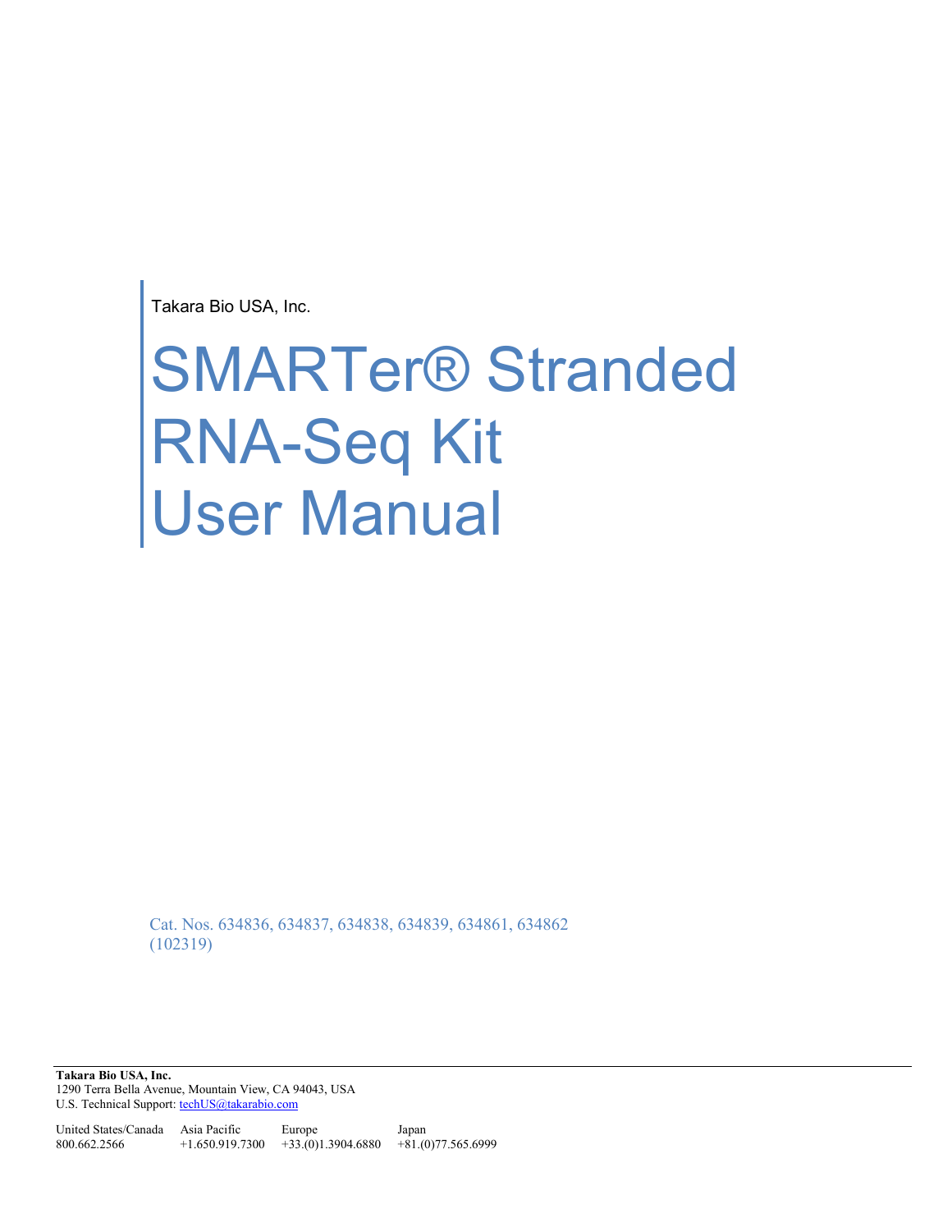Takara Bio USA, Inc.

# SMARTer® Stranded RNA-Seq Kit User Manual

Cat. Nos. 634836, 634837, 634838, 634839, 634861, 634862
(102319)

**Takara Bio USA, Inc.**
1290 Terra Bella Avenue, Mountain View, CA 94043, USA
U.S. Technical Support: techUS@takarabio.com

| United States/Canada | Asia Pacific | Europe | Japan |
|---|---|---|---|
| 800.662.2566 | +1.650.919.7300 | +33.(0)1.3904.6880 | +81.(0)77.565.6999 |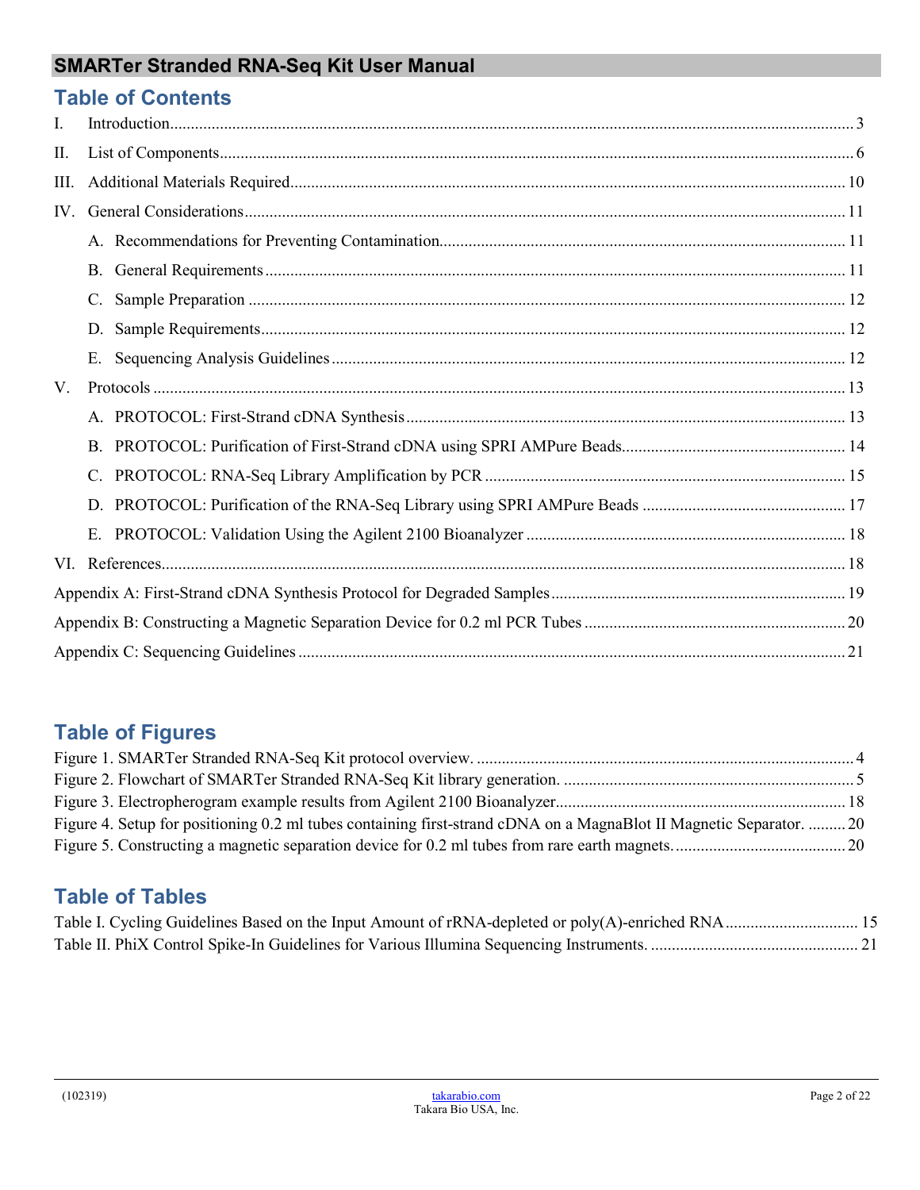## Table of Contents

I. Introduction .......... 3

II. List of Components .......... 6

III. Additional Materials Required .......... 10

IV. General Considerations .......... 11

- A. Recommendations for Preventing Contamination .......... 11
- B. General Requirements .......... 11
- C. Sample Preparation .......... 12
- D. Sample Requirements .......... 12
- E. Sequencing Analysis Guidelines .......... 12

V. Protocols .......... 13

- A. PROTOCOL: First-Strand cDNA Synthesis .......... 13
- B. PROTOCOL: Purification of First-Strand cDNA using SPRI AMPure Beads .......... 14
- C. PROTOCOL: RNA-Seq Library Amplification by PCR .......... 15
- D. PROTOCOL: Purification of the RNA-Seq Library using SPRI AMPure Beads .......... 17
- E. PROTOCOL: Validation Using the Agilent 2100 Bioanalyzer .......... 18

VI. References .......... 18

Appendix A: First-Strand cDNA Synthesis Protocol for Degraded Samples .......... 19

Appendix B: Constructing a Magnetic Separation Device for 0.2 ml PCR Tubes .......... 20

Appendix C: Sequencing Guidelines .......... 21

## Table of Figures

Figure 1. SMARTer Stranded RNA-Seq Kit protocol overview. .......... 4

Figure 2. Flowchart of SMARTer Stranded RNA-Seq Kit library generation. .......... 5

Figure 3. Electropherogram example results from Agilent 2100 Bioanalyzer .......... 18

Figure 4. Setup for positioning 0.2 ml tubes containing first-strand cDNA on a MagnaBlot II Magnetic Separator. .......... 20

Figure 5. Constructing a magnetic separation device for 0.2 ml tubes from rare earth magnets. .......... 20

## Table of Tables

Table I. Cycling Guidelines Based on the Input Amount of rRNA-depleted or poly(A)-enriched RNA .......... 15

Table II. PhiX Control Spike-In Guidelines for Various Illumina Sequencing Instruments. .......... 21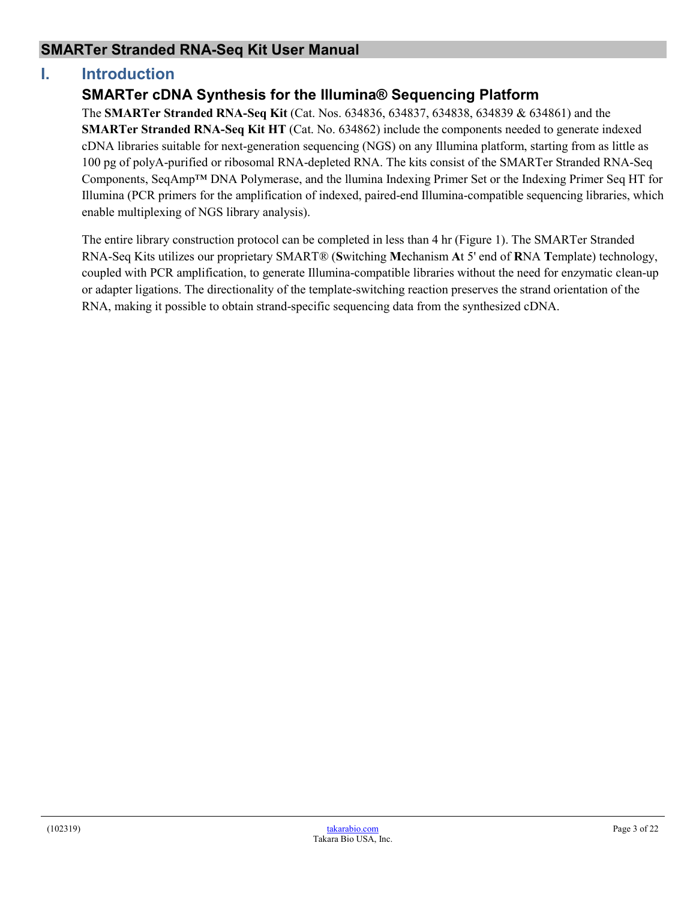# I. Introduction

## SMARTer cDNA Synthesis for the Illumina® Sequencing Platform

The **SMARTer Stranded RNA-Seq Kit** (Cat. Nos. 634836, 634837, 634838, 634839 & 634861) and the **SMARTer Stranded RNA-Seq Kit HT** (Cat. No. 634862) include the components needed to generate indexed cDNA libraries suitable for next-generation sequencing (NGS) on any Illumina platform, starting from as little as 100 pg of polyA-purified or ribosomal RNA-depleted RNA. The kits consist of the SMARTer Stranded RNA-Seq Components, SeqAmp™ DNA Polymerase, and the llumina Indexing Primer Set or the Indexing Primer Seq HT for Illumina (PCR primers for the amplification of indexed, paired-end Illumina-compatible sequencing libraries, which enable multiplexing of NGS library analysis).

The entire library construction protocol can be completed in less than 4 hr (Figure 1). The SMARTer Stranded RNA-Seq Kits utilizes our proprietary SMART® (**S**witching **M**echanism **A**t 5' end of **R**NA **T**emplate) technology, coupled with PCR amplification, to generate Illumina-compatible libraries without the need for enzymatic clean-up or adapter ligations. The directionality of the template-switching reaction preserves the strand orientation of the RNA, making it possible to obtain strand-specific sequencing data from the synthesized cDNA.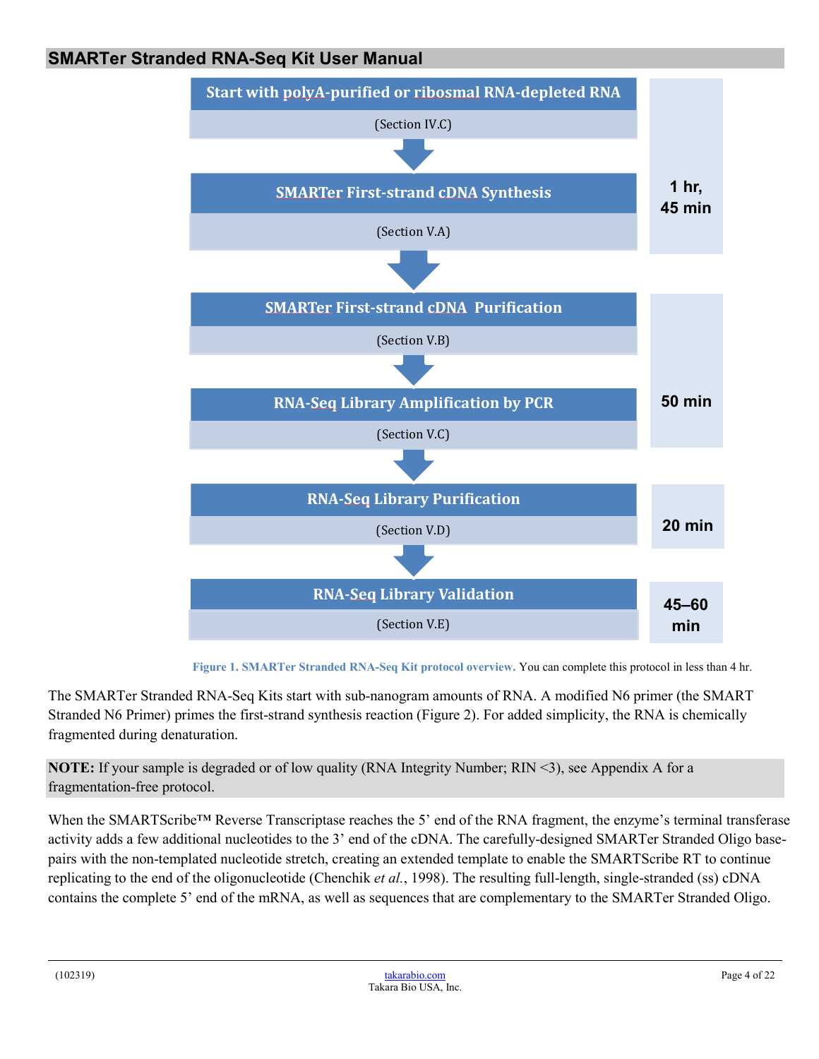| Step | Section | Time |
| --- | --- | --- |
| Start with polyA-purified or ribosomal RNA-depleted RNA | (Section IV.C) | 1 hr, 45 min |
| SMARTer First-strand cDNA Synthesis | (Section V.A) | |
| SMARTer First-strand cDNA Purification | (Section V.B) | 50 min |
| RNA-Seq Library Amplification by PCR | (Section V.C) | |
| RNA-Seq Library Purification | (Section V.D) | 20 min |
| RNA-Seq Library Validation | (Section V.E) | 45–60 min |

**Figure 1. SMARTer Stranded RNA-Seq Kit protocol overview.** You can complete this protocol in less than 4 hr.

The SMARTer Stranded RNA-Seq Kits start with sub-nanogram amounts of RNA. A modified N6 primer (the SMART Stranded N6 Primer) primes the first-strand synthesis reaction (Figure 2). For added simplicity, the RNA is chemically fragmented during denaturation.

**NOTE:** If your sample is degraded or of low quality (RNA Integrity Number; RIN <3), see Appendix A for a fragmentation-free protocol.

When the SMARTScribe™ Reverse Transcriptase reaches the 5' end of the RNA fragment, the enzyme's terminal transferase activity adds a few additional nucleotides to the 3' end of the cDNA. The carefully-designed SMARTer Stranded Oligo base-pairs with the non-templated nucleotide stretch, creating an extended template to enable the SMARTScribe RT to continue replicating to the end of the oligonucleotide (Chenchik *et al.*, 1998). The resulting full-length, single-stranded (ss) cDNA contains the complete 5' end of the mRNA, as well as sequences that are complementary to the SMARTer Stranded Oligo.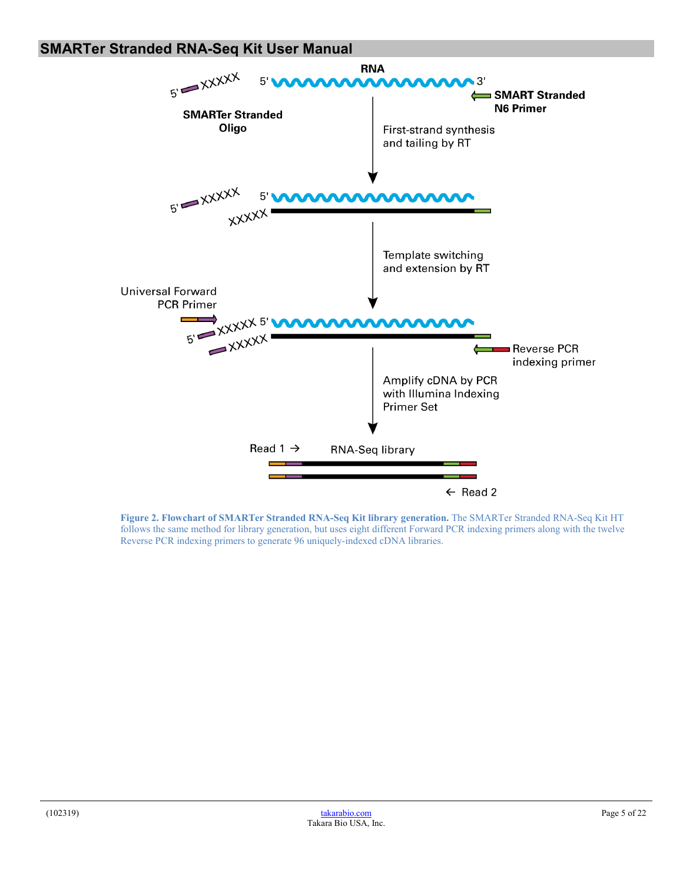RNA

5' XXXXX

SMARTer Stranded Oligo

5' 3'

SMART Stranded N6 Primer

First-strand synthesis and tailing by RT

Template switching and extension by RT

Universal Forward PCR Primer

Reverse PCR indexing primer

Amplify cDNA by PCR with Illumina Indexing Primer Set

Read 1 →

RNA-Seq library

← Read 2

**Figure 2. Flowchart of SMARTer Stranded RNA-Seq Kit library generation.** The SMARTer Stranded RNA-Seq Kit HT follows the same method for library generation, but uses eight different Forward PCR indexing primers along with the twelve Reverse PCR indexing primers to generate 96 uniquely-indexed cDNA libraries.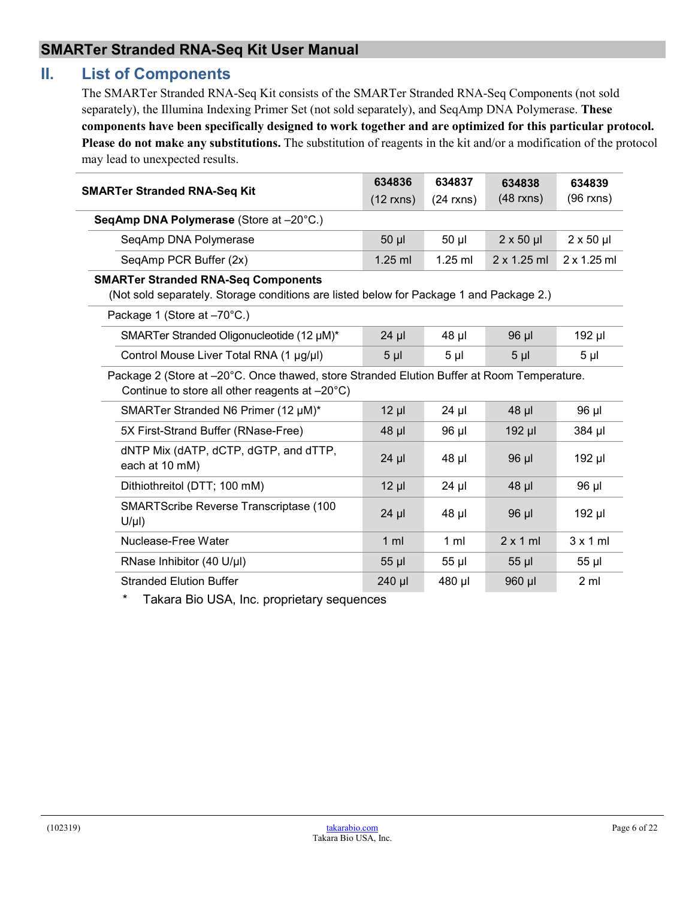## II. List of Components

The SMARTer Stranded RNA-Seq Kit consists of the SMARTer Stranded RNA-Seq Components (not sold separately), the Illumina Indexing Primer Set (not sold separately), and SeqAmp DNA Polymerase. **These components have been specifically designed to work together and are optimized for this particular protocol. Please do not make any substitutions.** The substitution of reagents in the kit and/or a modification of the protocol may lead to unexpected results.

| SMARTer Stranded RNA-Seq Kit | 634836 (12 rxns) | 634837 (24 rxns) | 634838 (48 rxns) | 634839 (96 rxns) |
|---|---|---|---|---|
| **SeqAmp DNA Polymerase** (Store at –20°C.) | | | | |
| SeqAmp DNA Polymerase | 50 µl | 50 µl | 2 x 50 µl | 2 x 50 µl |
| SeqAmp PCR Buffer (2x) | 1.25 ml | 1.25 ml | 2 x 1.25 ml | 2 x 1.25 ml |
| **SMARTer Stranded RNA-Seq Components** (Not sold separately. Storage conditions are listed below for Package 1 and Package 2.) | | | | |
| Package 1 (Store at –70°C.) | | | | |
| SMARTer Stranded Oligonucleotide (12 µM)* | 24 µl | 48 µl | 96 µl | 192 µl |
| Control Mouse Liver Total RNA (1 µg/µl) | 5 µl | 5 µl | 5 µl | 5 µl |
| Package 2 (Store at –20°C. Once thawed, store Stranded Elution Buffer at Room Temperature. Continue to store all other reagents at –20°C) | | | | |
| SMARTer Stranded N6 Primer (12 µM)* | 12 µl | 24 µl | 48 µl | 96 µl |
| 5X First-Strand Buffer (RNase-Free) | 48 µl | 96 µl | 192 µl | 384 µl |
| dNTP Mix (dATP, dCTP, dGTP, and dTTP, each at 10 mM) | 24 µl | 48 µl | 96 µl | 192 µl |
| Dithiothreitol (DTT; 100 mM) | 12 µl | 24 µl | 48 µl | 96 µl |
| SMARTScribe Reverse Transcriptase (100 U/µl) | 24 µl | 48 µl | 96 µl | 192 µl |
| Nuclease-Free Water | 1 ml | 1 ml | 2 x 1 ml | 3 x 1 ml |
| RNase Inhibitor (40 U/µl) | 55 µl | 55 µl | 55 µl | 55 µl |
| Stranded Elution Buffer | 240 µl | 480 µl | 960 µl | 2 ml |

\* Takara Bio USA, Inc. proprietary sequences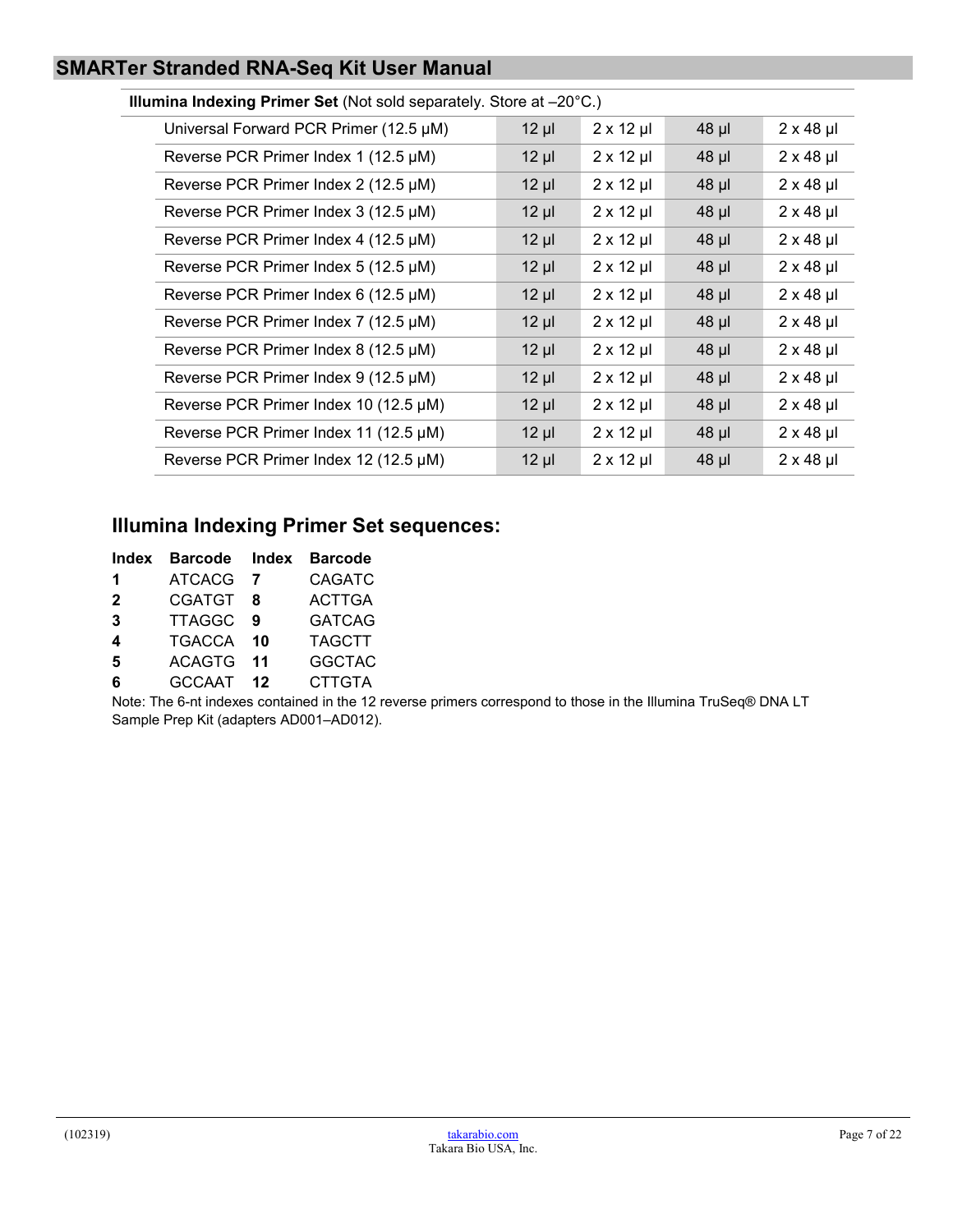| **Illumina Indexing Primer Set** (Not sold separately. Store at –20°C.) | | | | |
|---|---|---|---|---|
| Universal Forward PCR Primer (12.5 µM) | 12 µl | 2 x 12 µl | 48 µl | 2 x 48 µl |
| Reverse PCR Primer Index 1 (12.5 µM) | 12 µl | 2 x 12 µl | 48 µl | 2 x 48 µl |
| Reverse PCR Primer Index 2 (12.5 µM) | 12 µl | 2 x 12 µl | 48 µl | 2 x 48 µl |
| Reverse PCR Primer Index 3 (12.5 µM) | 12 µl | 2 x 12 µl | 48 µl | 2 x 48 µl |
| Reverse PCR Primer Index 4 (12.5 µM) | 12 µl | 2 x 12 µl | 48 µl | 2 x 48 µl |
| Reverse PCR Primer Index 5 (12.5 µM) | 12 µl | 2 x 12 µl | 48 µl | 2 x 48 µl |
| Reverse PCR Primer Index 6 (12.5 µM) | 12 µl | 2 x 12 µl | 48 µl | 2 x 48 µl |
| Reverse PCR Primer Index 7 (12.5 µM) | 12 µl | 2 x 12 µl | 48 µl | 2 x 48 µl |
| Reverse PCR Primer Index 8 (12.5 µM) | 12 µl | 2 x 12 µl | 48 µl | 2 x 48 µl |
| Reverse PCR Primer Index 9 (12.5 µM) | 12 µl | 2 x 12 µl | 48 µl | 2 x 48 µl |
| Reverse PCR Primer Index 10 (12.5 µM) | 12 µl | 2 x 12 µl | 48 µl | 2 x 48 µl |
| Reverse PCR Primer Index 11 (12.5 µM) | 12 µl | 2 x 12 µl | 48 µl | 2 x 48 µl |
| Reverse PCR Primer Index 12 (12.5 µM) | 12 µl | 2 x 12 µl | 48 µl | 2 x 48 µl |

## Illumina Indexing Primer Set sequences:

| Index | Barcode | Index | Barcode |
|---|---|---|---|
| **1** | ATCACG | **7** | CAGATC |
| **2** | CGATGT | **8** | ACTTGA |
| **3** | TTAGGC | **9** | GATCAG |
| **4** | TGACCA | **10** | TAGCTT |
| **5** | ACAGTG | **11** | GGCTAC |
| **6** | GCCAAT | **12** | CTTGTA |

Note: The 6-nt indexes contained in the 12 reverse primers correspond to those in the Illumina TruSeq® DNA LT Sample Prep Kit (adapters AD001–AD012).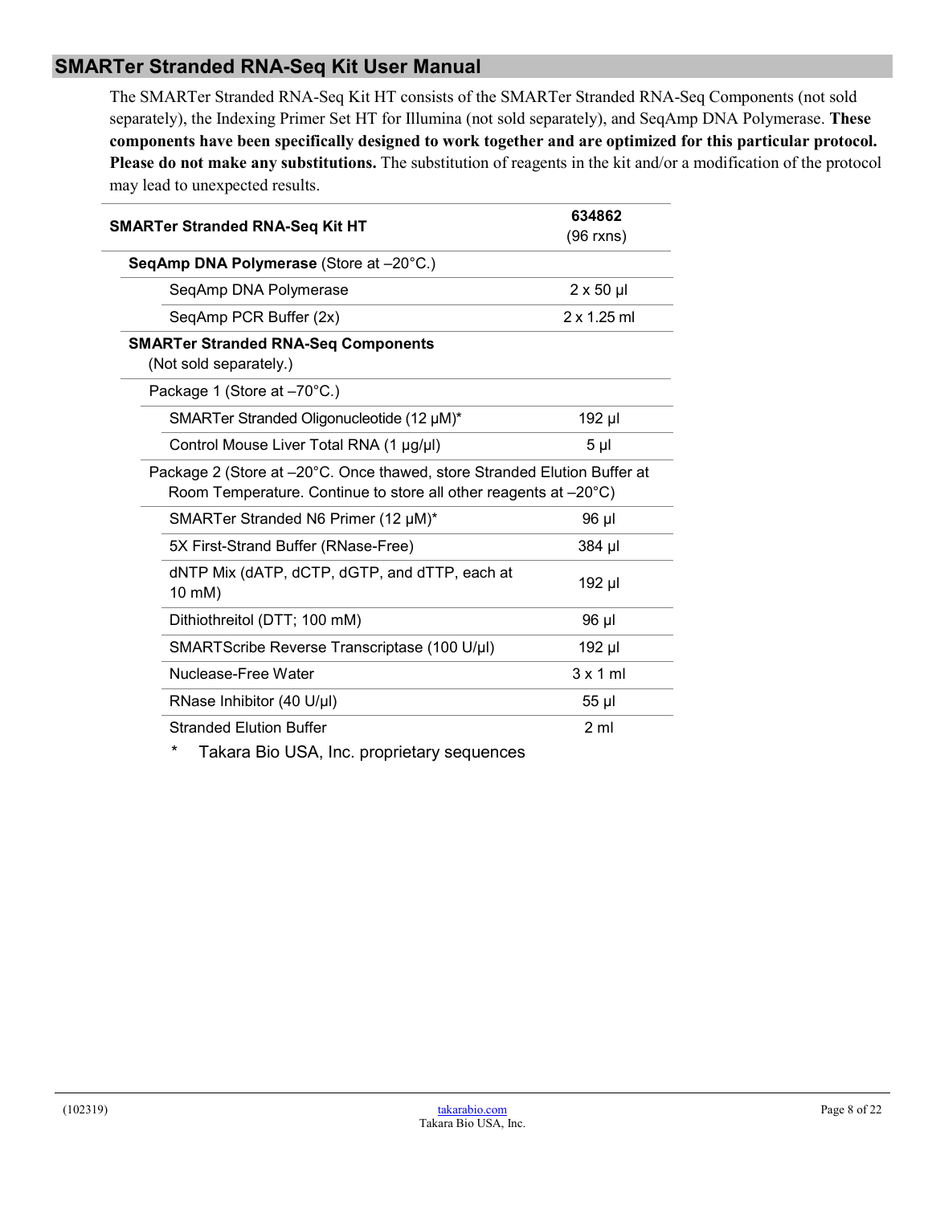The SMARTer Stranded RNA-Seq Kit HT consists of the SMARTer Stranded RNA-Seq Components (not sold separately), the Indexing Primer Set HT for Illumina (not sold separately), and SeqAmp DNA Polymerase. **These components have been specifically designed to work together and are optimized for this particular protocol. Please do not make any substitutions.** The substitution of reagents in the kit and/or a modification of the protocol may lead to unexpected results.

| **SMARTer Stranded RNA-Seq Kit HT** | **634862** (96 rxns) |
|---|---|
| **SeqAmp DNA Polymerase** (Store at –20°C.) | |
| SeqAmp DNA Polymerase | 2 x 50 µl |
| SeqAmp PCR Buffer (2x) | 2 x 1.25 ml |
| **SMARTer Stranded RNA-Seq Components** (Not sold separately.) | |
| Package 1 (Store at –70°C.) | |
| SMARTer Stranded Oligonucleotide (12 µM)* | 192 µl |
| Control Mouse Liver Total RNA (1 µg/µl) | 5 µl |
| Package 2 (Store at –20°C. Once thawed, store Stranded Elution Buffer at Room Temperature. Continue to store all other reagents at –20°C) | |
| SMARTer Stranded N6 Primer (12 µM)* | 96 µl |
| 5X First-Strand Buffer (RNase-Free) | 384 µl |
| dNTP Mix (dATP, dCTP, dGTP, and dTTP, each at 10 mM) | 192 µl |
| Dithiothreitol (DTT; 100 mM) | 96 µl |
| SMARTScribe Reverse Transcriptase (100 U/µl) | 192 µl |
| Nuclease-Free Water | 3 x 1 ml |
| RNase Inhibitor (40 U/µl) | 55 µl |
| Stranded Elution Buffer | 2 ml |

\* Takara Bio USA, Inc. proprietary sequences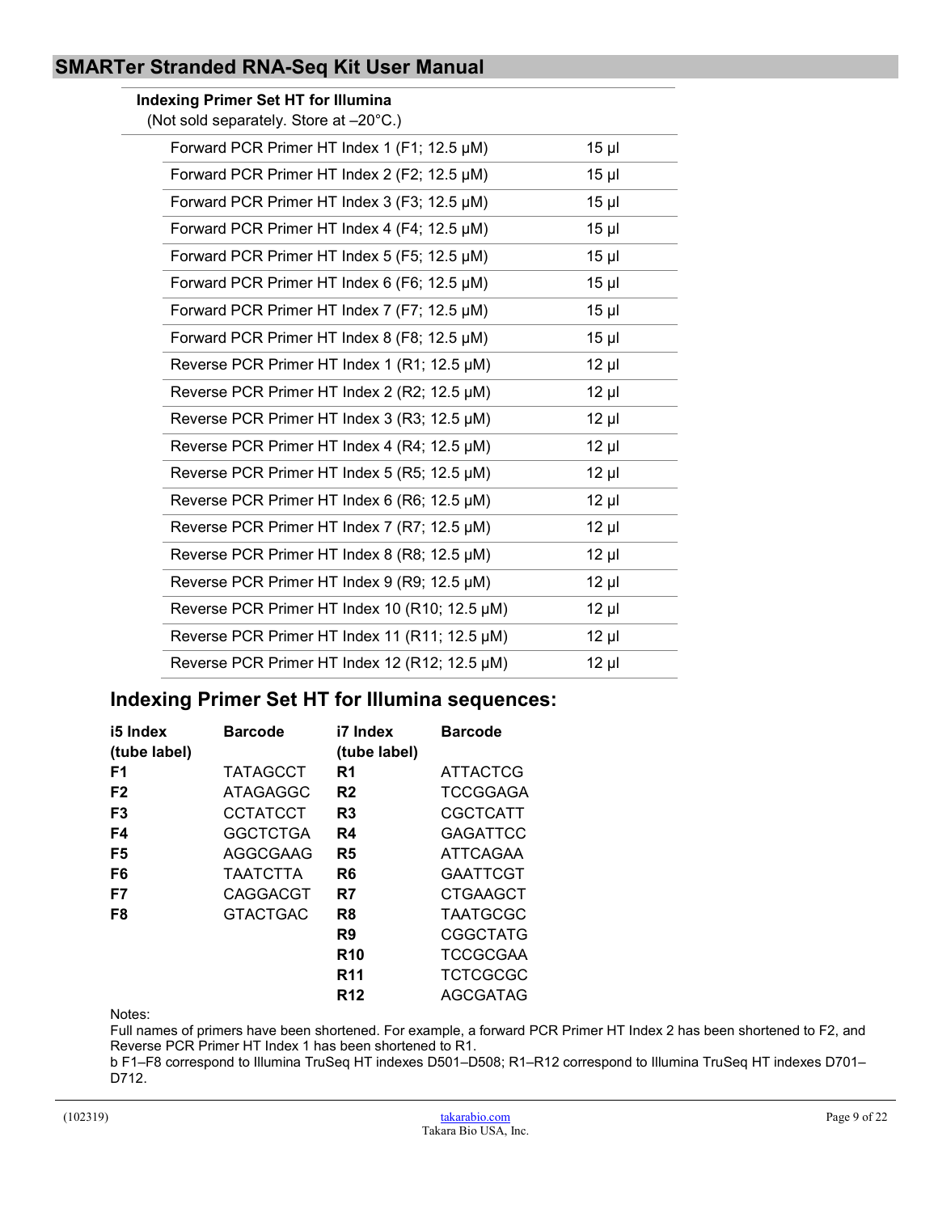**Indexing Primer Set HT for Illumina**
(Not sold separately. Store at –20°C.)

| | |
|---|---|
| Forward PCR Primer HT Index 1 (F1; 12.5 µM) | 15 µl |
| Forward PCR Primer HT Index 2 (F2; 12.5 µM) | 15 µl |
| Forward PCR Primer HT Index 3 (F3; 12.5 µM) | 15 µl |
| Forward PCR Primer HT Index 4 (F4; 12.5 µM) | 15 µl |
| Forward PCR Primer HT Index 5 (F5; 12.5 µM) | 15 µl |
| Forward PCR Primer HT Index 6 (F6; 12.5 µM) | 15 µl |
| Forward PCR Primer HT Index 7 (F7; 12.5 µM) | 15 µl |
| Forward PCR Primer HT Index 8 (F8; 12.5 µM) | 15 µl |
| Reverse PCR Primer HT Index 1 (R1; 12.5 µM) | 12 µl |
| Reverse PCR Primer HT Index 2 (R2; 12.5 µM) | 12 µl |
| Reverse PCR Primer HT Index 3 (R3; 12.5 µM) | 12 µl |
| Reverse PCR Primer HT Index 4 (R4; 12.5 µM) | 12 µl |
| Reverse PCR Primer HT Index 5 (R5; 12.5 µM) | 12 µl |
| Reverse PCR Primer HT Index 6 (R6; 12.5 µM) | 12 µl |
| Reverse PCR Primer HT Index 7 (R7; 12.5 µM) | 12 µl |
| Reverse PCR Primer HT Index 8 (R8; 12.5 µM) | 12 µl |
| Reverse PCR Primer HT Index 9 (R9; 12.5 µM) | 12 µl |
| Reverse PCR Primer HT Index 10 (R10; 12.5 µM) | 12 µl |
| Reverse PCR Primer HT Index 11 (R11; 12.5 µM) | 12 µl |
| Reverse PCR Primer HT Index 12 (R12; 12.5 µM) | 12 µl |

## Indexing Primer Set HT for Illumina sequences:

| i5 Index (tube label) | Barcode | i7 Index (tube label) | Barcode |
|---|---|---|---|
| **F1** | TATAGCCT | **R1** | ATTACTCG |
| **F2** | ATAGAGGC | **R2** | TCCGGAGA |
| **F3** | CCTATCCT | **R3** | CGCTCATT |
| **F4** | GGCTCTGA | **R4** | GAGATTCC |
| **F5** | AGGCGAAG | **R5** | ATTCAGAA |
| **F6** | TAATCTTA | **R6** | GAATTCGT |
| **F7** | CAGGACGT | **R7** | CTGAAGCT |
| **F8** | GTACTGAC | **R8** | TAATGCGC |
| | | **R9** | CGGCTATG |
| | | **R10** | TCCGCGAA |
| | | **R11** | TCTCGCGC |
| | | **R12** | AGCGATAG |

Notes:
Full names of primers have been shortened. For example, a forward PCR Primer HT Index 2 has been shortened to F2, and Reverse PCR Primer HT Index 1 has been shortened to R1.
b F1–F8 correspond to Illumina TruSeq HT indexes D501–D508; R1–R12 correspond to Illumina TruSeq HT indexes D701–D712.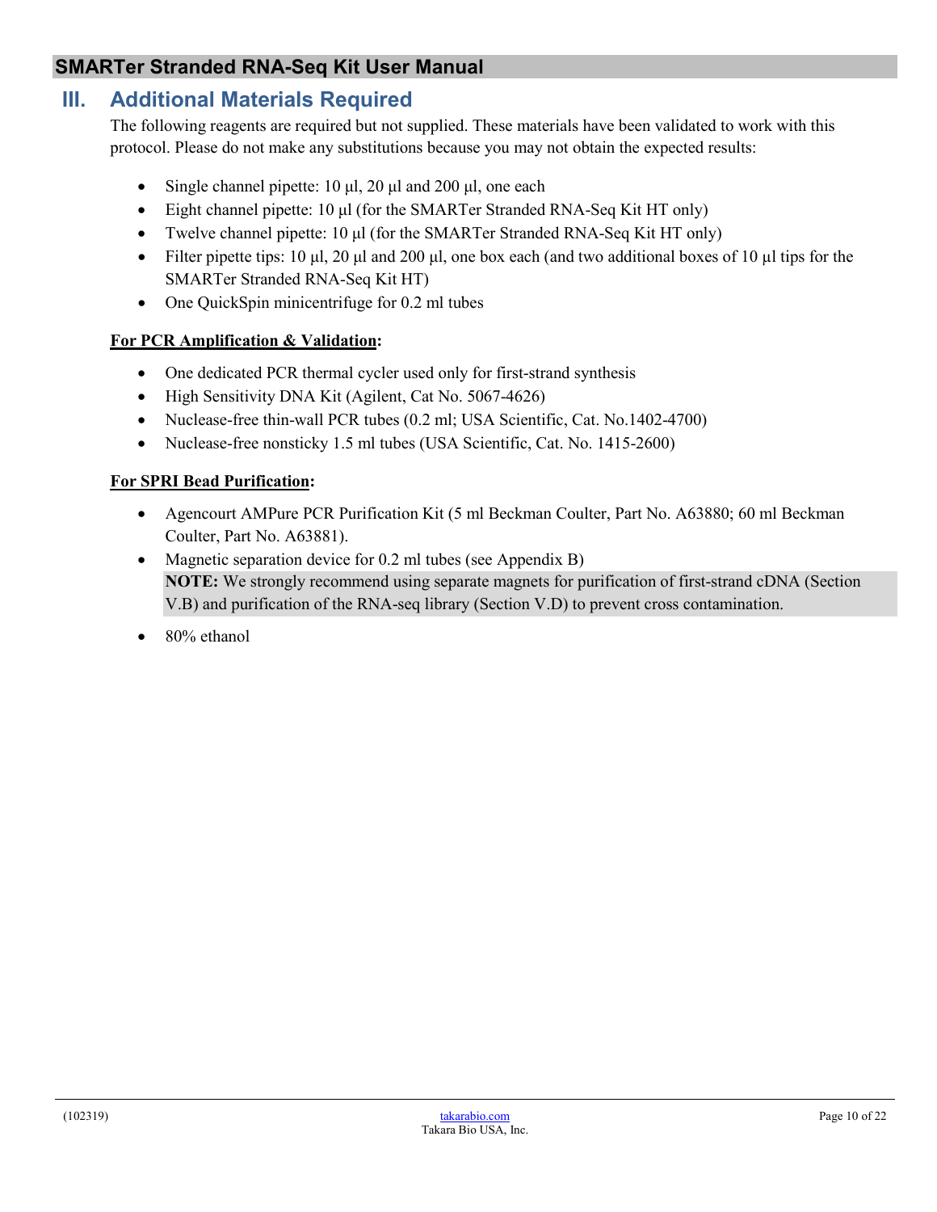## III. Additional Materials Required

The following reagents are required but not supplied. These materials have been validated to work with this protocol. Please do not make any substitutions because you may not obtain the expected results:

- Single channel pipette: 10 µl, 20 µl and 200 µl, one each
- Eight channel pipette: 10 µl (for the SMARTer Stranded RNA-Seq Kit HT only)
- Twelve channel pipette: 10 µl (for the SMARTer Stranded RNA-Seq Kit HT only)
- Filter pipette tips: 10 µl, 20 µl and 200 µl, one box each (and two additional boxes of 10 µl tips for the SMARTer Stranded RNA-Seq Kit HT)
- One QuickSpin minicentrifuge for 0.2 ml tubes

**For PCR Amplification & Validation:**

- One dedicated PCR thermal cycler used only for first-strand synthesis
- High Sensitivity DNA Kit (Agilent, Cat No. 5067-4626)
- Nuclease-free thin-wall PCR tubes (0.2 ml; USA Scientific, Cat. No.1402-4700)
- Nuclease-free nonsticky 1.5 ml tubes (USA Scientific, Cat. No. 1415-2600)

**For SPRI Bead Purification:**

- Agencourt AMPure PCR Purification Kit (5 ml Beckman Coulter, Part No. A63880; 60 ml Beckman Coulter, Part No. A63881).
- Magnetic separation device for 0.2 ml tubes (see Appendix B)

  **NOTE:** We strongly recommend using separate magnets for purification of first-strand cDNA (Section V.B) and purification of the RNA-seq library (Section V.D) to prevent cross contamination.

- 80% ethanol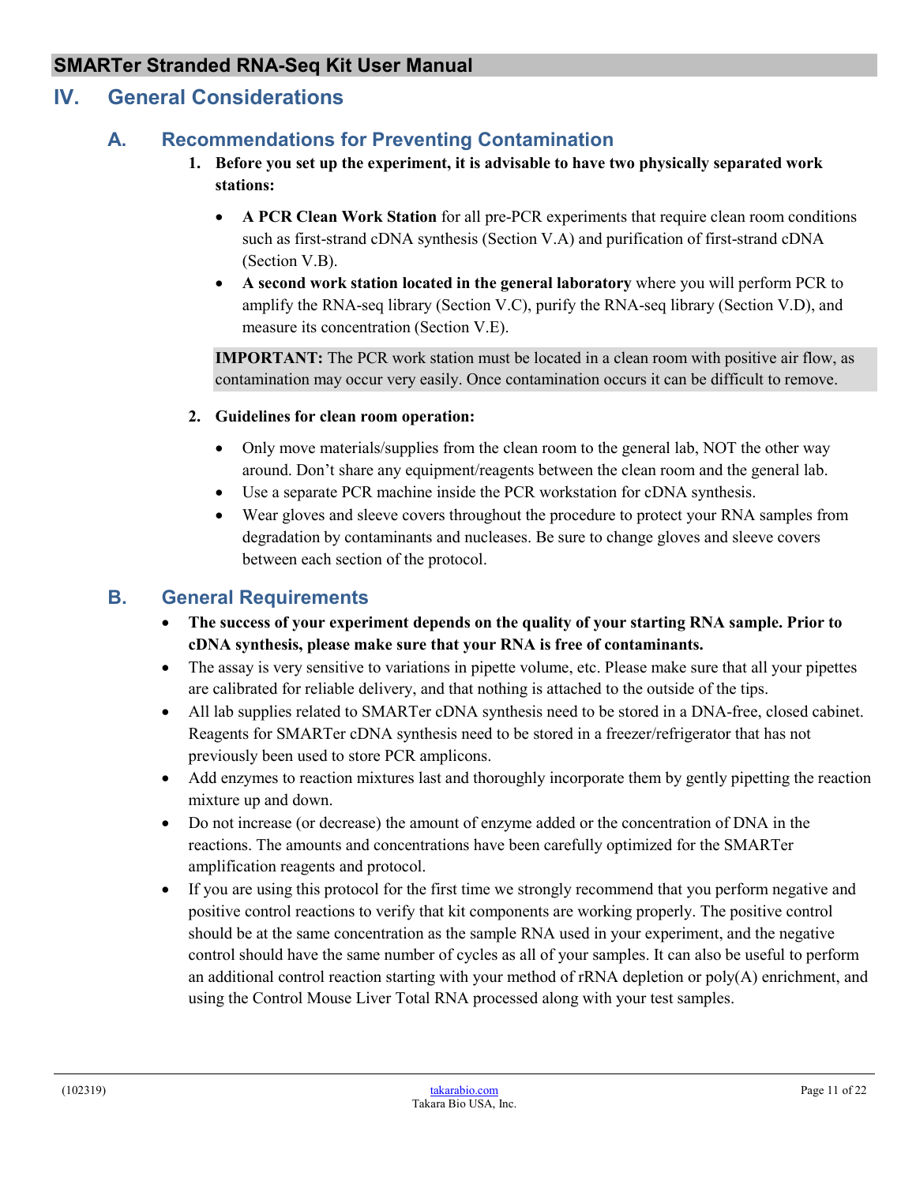# IV. General Considerations

## A. Recommendations for Preventing Contamination

1. **Before you set up the experiment, it is advisable to have two physically separated work stations:**

   - **A PCR Clean Work Station** for all pre-PCR experiments that require clean room conditions such as first-strand cDNA synthesis (Section V.A) and purification of first-strand cDNA (Section V.B).
   - **A second work station located in the general laboratory** where you will perform PCR to amplify the RNA-seq library (Section V.C), purify the RNA-seq library (Section V.D), and measure its concentration (Section V.E).

   **IMPORTANT:** The PCR work station must be located in a clean room with positive air flow, as contamination may occur very easily. Once contamination occurs it can be difficult to remove.

2. **Guidelines for clean room operation:**

   - Only move materials/supplies from the clean room to the general lab, NOT the other way around. Don't share any equipment/reagents between the clean room and the general lab.
   - Use a separate PCR machine inside the PCR workstation for cDNA synthesis.
   - Wear gloves and sleeve covers throughout the procedure to protect your RNA samples from degradation by contaminants and nucleases. Be sure to change gloves and sleeve covers between each section of the protocol.

## B. General Requirements

- **The success of your experiment depends on the quality of your starting RNA sample. Prior to cDNA synthesis, please make sure that your RNA is free of contaminants.**
- The assay is very sensitive to variations in pipette volume, etc. Please make sure that all your pipettes are calibrated for reliable delivery, and that nothing is attached to the outside of the tips.
- All lab supplies related to SMARTer cDNA synthesis need to be stored in a DNA-free, closed cabinet. Reagents for SMARTer cDNA synthesis need to be stored in a freezer/refrigerator that has not previously been used to store PCR amplicons.
- Add enzymes to reaction mixtures last and thoroughly incorporate them by gently pipetting the reaction mixture up and down.
- Do not increase (or decrease) the amount of enzyme added or the concentration of DNA in the reactions. The amounts and concentrations have been carefully optimized for the SMARTer amplification reagents and protocol.
- If you are using this protocol for the first time we strongly recommend that you perform negative and positive control reactions to verify that kit components are working properly. The positive control should be at the same concentration as the sample RNA used in your experiment, and the negative control should have the same number of cycles as all of your samples. It can also be useful to perform an additional control reaction starting with your method of rRNA depletion or poly(A) enrichment, and using the Control Mouse Liver Total RNA processed along with your test samples.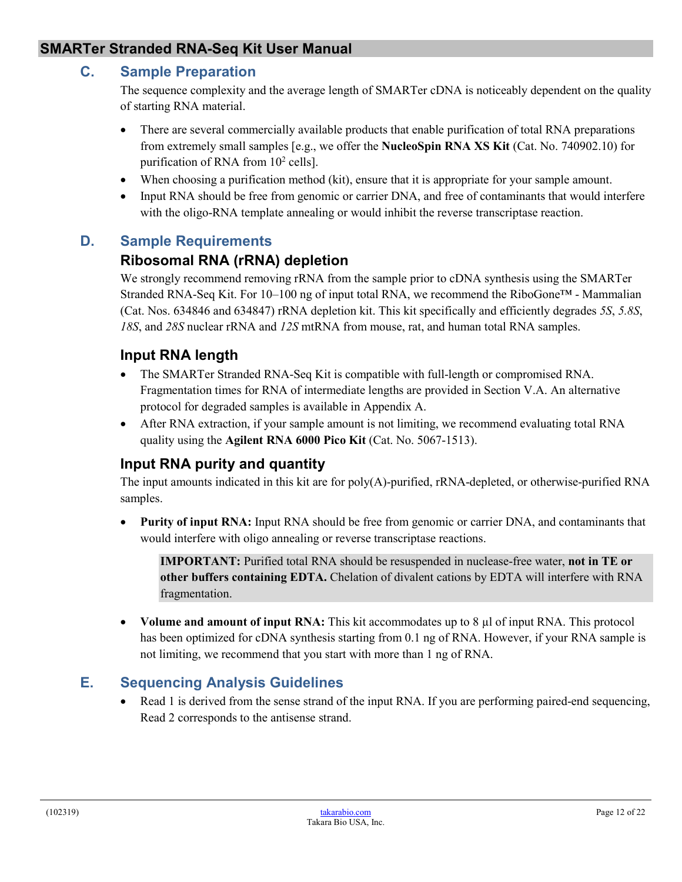## C. Sample Preparation

The sequence complexity and the average length of SMARTer cDNA is noticeably dependent on the quality of starting RNA material.

- There are several commercially available products that enable purification of total RNA preparations from extremely small samples [e.g., we offer the **NucleoSpin RNA XS Kit** (Cat. No. 740902.10) for purification of RNA from $10^2$ cells].
- When choosing a purification method (kit), ensure that it is appropriate for your sample amount.
- Input RNA should be free from genomic or carrier DNA, and free of contaminants that would interfere with the oligo-RNA template annealing or would inhibit the reverse transcriptase reaction.

## D. Sample Requirements

### Ribosomal RNA (rRNA) depletion

We strongly recommend removing rRNA from the sample prior to cDNA synthesis using the SMARTer Stranded RNA-Seq Kit. For 10–100 ng of input total RNA, we recommend the RiboGone™ - Mammalian (Cat. Nos. 634846 and 634847) rRNA depletion kit. This kit specifically and efficiently degrades *5S*, *5.8S*, *18S*, and *28S* nuclear rRNA and *12S* mtRNA from mouse, rat, and human total RNA samples.

### Input RNA length

- The SMARTer Stranded RNA-Seq Kit is compatible with full-length or compromised RNA. Fragmentation times for RNA of intermediate lengths are provided in Section V.A. An alternative protocol for degraded samples is available in Appendix A.
- After RNA extraction, if your sample amount is not limiting, we recommend evaluating total RNA quality using the **Agilent RNA 6000 Pico Kit** (Cat. No. 5067-1513).

### Input RNA purity and quantity

The input amounts indicated in this kit are for poly(A)-purified, rRNA-depleted, or otherwise-purified RNA samples.

- **Purity of input RNA:** Input RNA should be free from genomic or carrier DNA, and contaminants that would interfere with oligo annealing or reverse transcriptase reactions.

  > **IMPORTANT:** Purified total RNA should be resuspended in nuclease-free water, **not in TE or other buffers containing EDTA.** Chelation of divalent cations by EDTA will interfere with RNA fragmentation.

- **Volume and amount of input RNA:** This kit accommodates up to 8 µl of input RNA. This protocol has been optimized for cDNA synthesis starting from 0.1 ng of RNA. However, if your RNA sample is not limiting, we recommend that you start with more than 1 ng of RNA.

## E. Sequencing Analysis Guidelines

- Read 1 is derived from the sense strand of the input RNA. If you are performing paired-end sequencing, Read 2 corresponds to the antisense strand.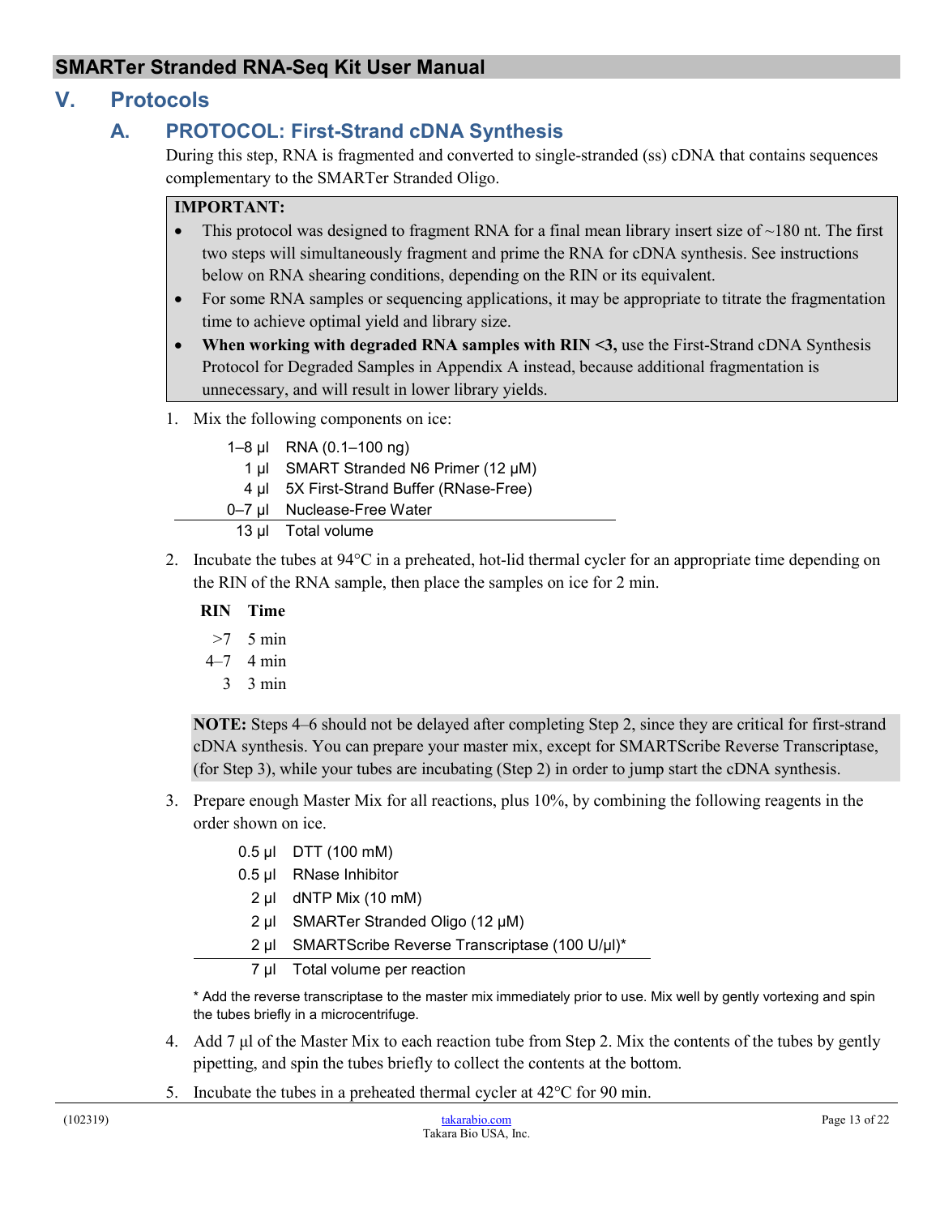## V. Protocols

### A. PROTOCOL: First-Strand cDNA Synthesis

During this step, RNA is fragmented and converted to single-stranded (ss) cDNA that contains sequences complementary to the SMARTer Stranded Oligo.

> **IMPORTANT:**
>
> - This protocol was designed to fragment RNA for a final mean library insert size of ~180 nt. The first two steps will simultaneously fragment and prime the RNA for cDNA synthesis. See instructions below on RNA shearing conditions, depending on the RIN or its equivalent.
> - For some RNA samples or sequencing applications, it may be appropriate to titrate the fragmentation time to achieve optimal yield and library size.
> - **When working with degraded RNA samples with RIN <3,** use the First-Strand cDNA Synthesis Protocol for Degraded Samples in Appendix A instead, because additional fragmentation is unnecessary, and will result in lower library yields.

1. Mix the following components on ice:

   | Volume | Component |
   |---|---|
   | 1–8 µl | RNA (0.1–100 ng) |
   | 1 µl | SMART Stranded N6 Primer (12 µM) |
   | 4 µl | 5X First-Strand Buffer (RNase-Free) |
   | 0–7 µl | Nuclease-Free Water |
   | 13 µl | Total volume |

2. Incubate the tubes at 94°C in a preheated, hot-lid thermal cycler for an appropriate time depending on the RIN of the RNA sample, then place the samples on ice for 2 min.

   | RIN | Time |
   |---|---|
   | >7 | 5 min |
   | 4–7 | 4 min |
   | 3 | 3 min |

   > **NOTE:** Steps 4–6 should not be delayed after completing Step 2, since they are critical for first-strand cDNA synthesis. You can prepare your master mix, except for SMARTScribe Reverse Transcriptase, (for Step 3), while your tubes are incubating (Step 2) in order to jump start the cDNA synthesis.

3. Prepare enough Master Mix for all reactions, plus 10%, by combining the following reagents in the order shown on ice.

   | Volume | Component |
   |---|---|
   | 0.5 µl | DTT (100 mM) |
   | 0.5 µl | RNase Inhibitor |
   | 2 µl | dNTP Mix (10 mM) |
   | 2 µl | SMARTer Stranded Oligo (12 µM) |
   | 2 µl | SMARTScribe Reverse Transcriptase (100 U/µl)* |
   | 7 µl | Total volume per reaction |

   \* Add the reverse transcriptase to the master mix immediately prior to use. Mix well by gently vortexing and spin the tubes briefly in a microcentrifuge.

4. Add 7 µl of the Master Mix to each reaction tube from Step 2. Mix the contents of the tubes by gently pipetting, and spin the tubes briefly to collect the contents at the bottom.
5. Incubate the tubes in a preheated thermal cycler at 42°C for 90 min.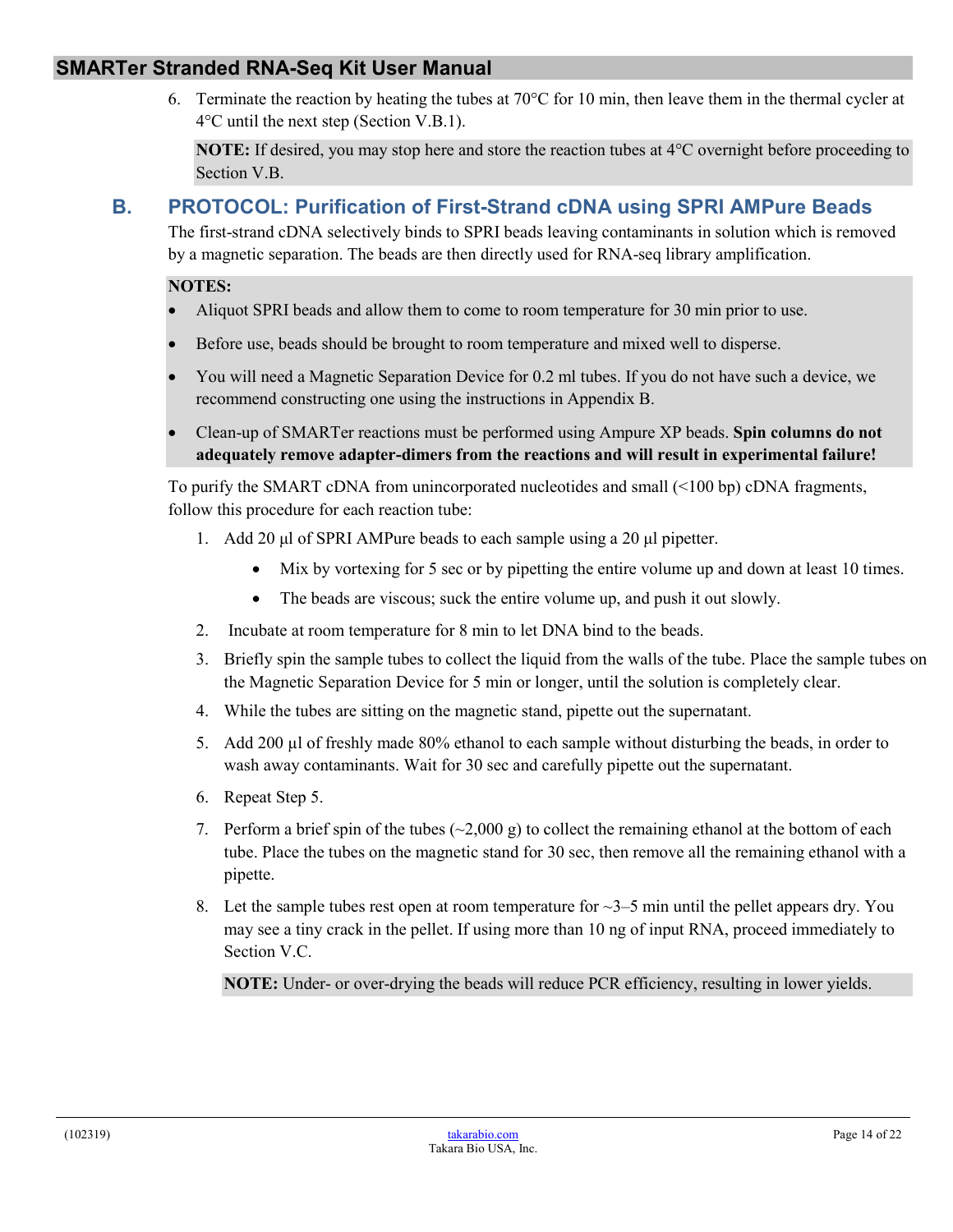6. Terminate the reaction by heating the tubes at 70°C for 10 min, then leave them in the thermal cycler at 4°C until the next step (Section V.B.1).

   **NOTE:** If desired, you may stop here and store the reaction tubes at 4°C overnight before proceeding to Section V.B.

## B. PROTOCOL: Purification of First-Strand cDNA using SPRI AMPure Beads

The first-strand cDNA selectively binds to SPRI beads leaving contaminants in solution which is removed by a magnetic separation. The beads are then directly used for RNA-seq library amplification.

**NOTES:**

- Aliquot SPRI beads and allow them to come to room temperature for 30 min prior to use.
- Before use, beads should be brought to room temperature and mixed well to disperse.
- You will need a Magnetic Separation Device for 0.2 ml tubes. If you do not have such a device, we recommend constructing one using the instructions in Appendix B.
- Clean-up of SMARTer reactions must be performed using Ampure XP beads. **Spin columns do not adequately remove adapter-dimers from the reactions and will result in experimental failure!**

To purify the SMART cDNA from unincorporated nucleotides and small (<100 bp) cDNA fragments, follow this procedure for each reaction tube:

1. Add 20 µl of SPRI AMPure beads to each sample using a 20 µl pipetter.
   - Mix by vortexing for 5 sec or by pipetting the entire volume up and down at least 10 times.
   - The beads are viscous; suck the entire volume up, and push it out slowly.
2. Incubate at room temperature for 8 min to let DNA bind to the beads.
3. Briefly spin the sample tubes to collect the liquid from the walls of the tube. Place the sample tubes on the Magnetic Separation Device for 5 min or longer, until the solution is completely clear.
4. While the tubes are sitting on the magnetic stand, pipette out the supernatant.
5. Add 200 µl of freshly made 80% ethanol to each sample without disturbing the beads, in order to wash away contaminants. Wait for 30 sec and carefully pipette out the supernatant.
6. Repeat Step 5.
7. Perform a brief spin of the tubes (~2,000 g) to collect the remaining ethanol at the bottom of each tube. Place the tubes on the magnetic stand for 30 sec, then remove all the remaining ethanol with a pipette.
8. Let the sample tubes rest open at room temperature for ~3–5 min until the pellet appears dry. You may see a tiny crack in the pellet. If using more than 10 ng of input RNA, proceed immediately to Section V.C.

   **NOTE:** Under- or over-drying the beads will reduce PCR efficiency, resulting in lower yields.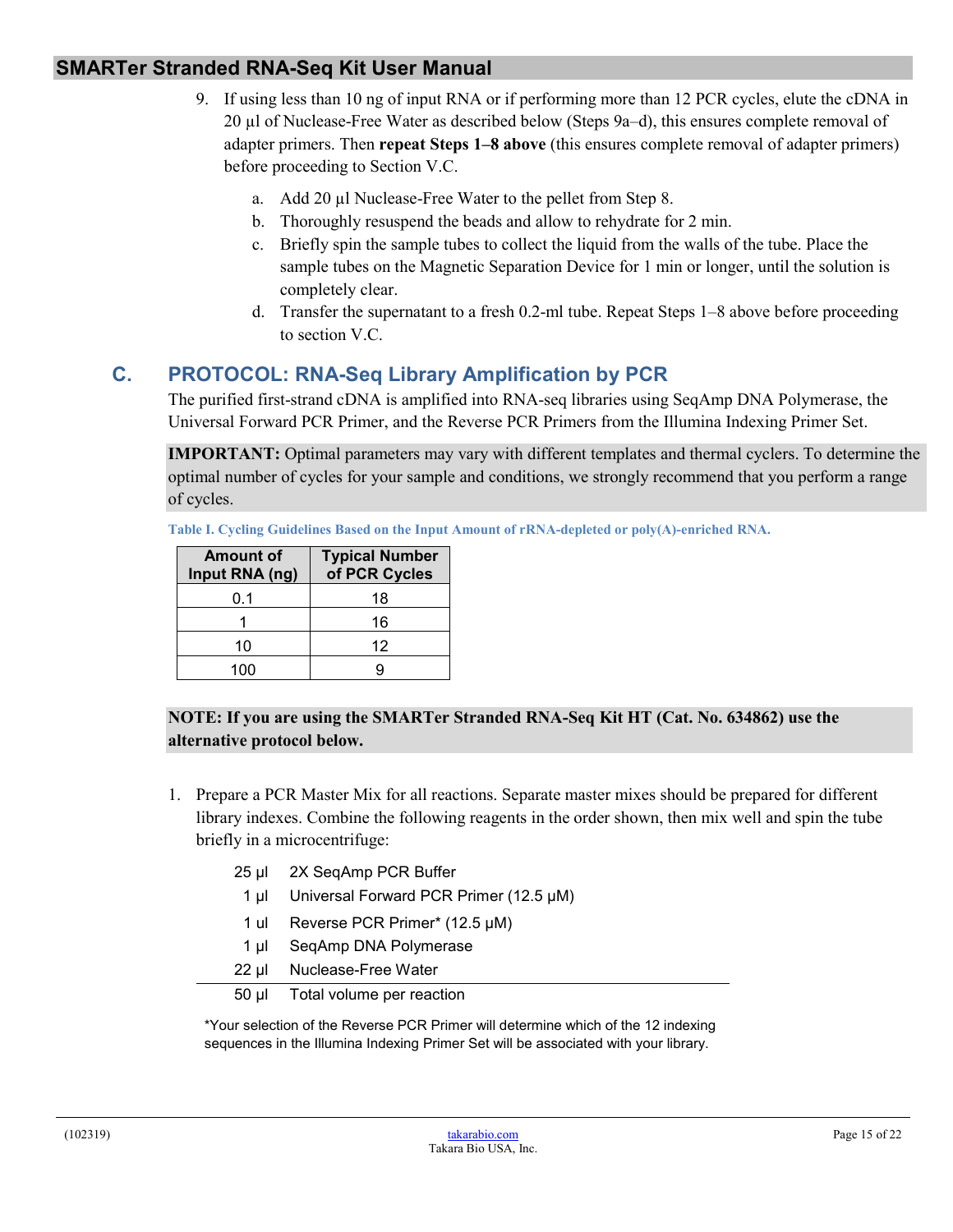9. If using less than 10 ng of input RNA or if performing more than 12 PCR cycles, elute the cDNA in 20 µl of Nuclease-Free Water as described below (Steps 9a–d), this ensures complete removal of adapter primers. Then **repeat Steps 1–8 above** (this ensures complete removal of adapter primers) before proceeding to Section V.C.

    a. Add 20 µl Nuclease-Free Water to the pellet from Step 8.
    b. Thoroughly resuspend the beads and allow to rehydrate for 2 min.
    c. Briefly spin the sample tubes to collect the liquid from the walls of the tube. Place the sample tubes on the Magnetic Separation Device for 1 min or longer, until the solution is completely clear.
    d. Transfer the supernatant to a fresh 0.2-ml tube. Repeat Steps 1–8 above before proceeding to section V.C.

## C. PROTOCOL: RNA-Seq Library Amplification by PCR

The purified first-strand cDNA is amplified into RNA-seq libraries using SeqAmp DNA Polymerase, the Universal Forward PCR Primer, and the Reverse PCR Primers from the Illumina Indexing Primer Set.

**IMPORTANT:** Optimal parameters may vary with different templates and thermal cyclers. To determine the optimal number of cycles for your sample and conditions, we strongly recommend that you perform a range of cycles.

**Table I. Cycling Guidelines Based on the Input Amount of rRNA-depleted or poly(A)-enriched RNA.**

| Amount of Input RNA (ng) | Typical Number of PCR Cycles |
|---|---|
| 0.1 | 18 |
| 1 | 16 |
| 10 | 12 |
| 100 | 9 |

**NOTE: If you are using the SMARTer Stranded RNA-Seq Kit HT (Cat. No. 634862) use the alternative protocol below.**

1. Prepare a PCR Master Mix for all reactions. Separate master mixes should be prepared for different library indexes. Combine the following reagents in the order shown, then mix well and spin the tube briefly in a microcentrifuge:

| | |
|---|---|
| 25 µl | 2X SeqAmp PCR Buffer |
| 1 µl | Universal Forward PCR Primer (12.5 µM) |
| 1 ul | Reverse PCR Primer* (12.5 µM) |
| 1 µl | SeqAmp DNA Polymerase |
| 22 µl | Nuclease-Free Water |
| 50 µl | Total volume per reaction |

*Your selection of the Reverse PCR Primer will determine which of the 12 indexing sequences in the Illumina Indexing Primer Set will be associated with your library.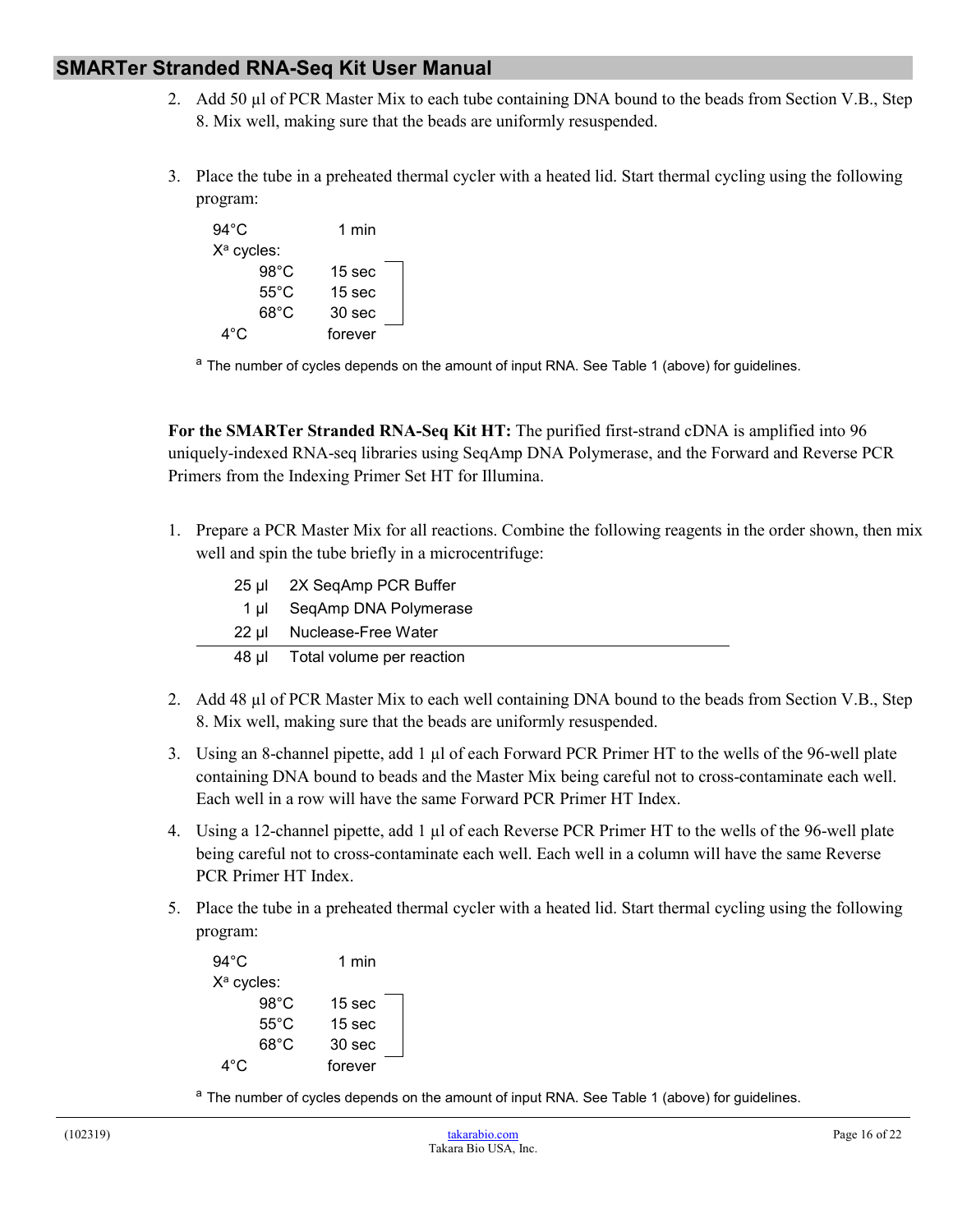2. Add 50 µl of PCR Master Mix to each tube containing DNA bound to the beads from Section V.B., Step 8. Mix well, making sure that the beads are uniformly resuspended.

3. Place the tube in a preheated thermal cycler with a heated lid. Start thermal cycling using the following program:

```
94°C          1 min
X^a cycles:
     98°C     15 sec
     55°C     15 sec
     68°C     30 sec
 4°C          forever
```

[a] The number of cycles depends on the amount of input RNA. See Table 1 (above) for guidelines.

**For the SMARTer Stranded RNA-Seq Kit HT:** The purified first-strand cDNA is amplified into 96 uniquely-indexed RNA-seq libraries using SeqAmp DNA Polymerase, and the Forward and Reverse PCR Primers from the Indexing Primer Set HT for Illumina.

1. Prepare a PCR Master Mix for all reactions. Combine the following reagents in the order shown, then mix well and spin the tube briefly in a microcentrifuge:

| Volume | Reagent |
|---|---|
| 25 µl | 2X SeqAmp PCR Buffer |
| 1 µl | SeqAmp DNA Polymerase |
| 22 µl | Nuclease-Free Water |
| 48 µl | Total volume per reaction |

2. Add 48 µl of PCR Master Mix to each well containing DNA bound to the beads from Section V.B., Step 8. Mix well, making sure that the beads are uniformly resuspended.

3. Using an 8-channel pipette, add 1 µl of each Forward PCR Primer HT to the wells of the 96-well plate containing DNA bound to beads and the Master Mix being careful not to cross-contaminate each well. Each well in a row will have the same Forward PCR Primer HT Index.

4. Using a 12-channel pipette, add 1 µl of each Reverse PCR Primer HT to the wells of the 96-well plate being careful not to cross-contaminate each well. Each well in a column will have the same Reverse PCR Primer HT Index.

5. Place the tube in a preheated thermal cycler with a heated lid. Start thermal cycling using the following program:

```
94°C          1 min
X^a cycles:
     98°C     15 sec
     55°C     15 sec
     68°C     30 sec
 4°C          forever
```

[a] The number of cycles depends on the amount of input RNA. See Table 1 (above) for guidelines.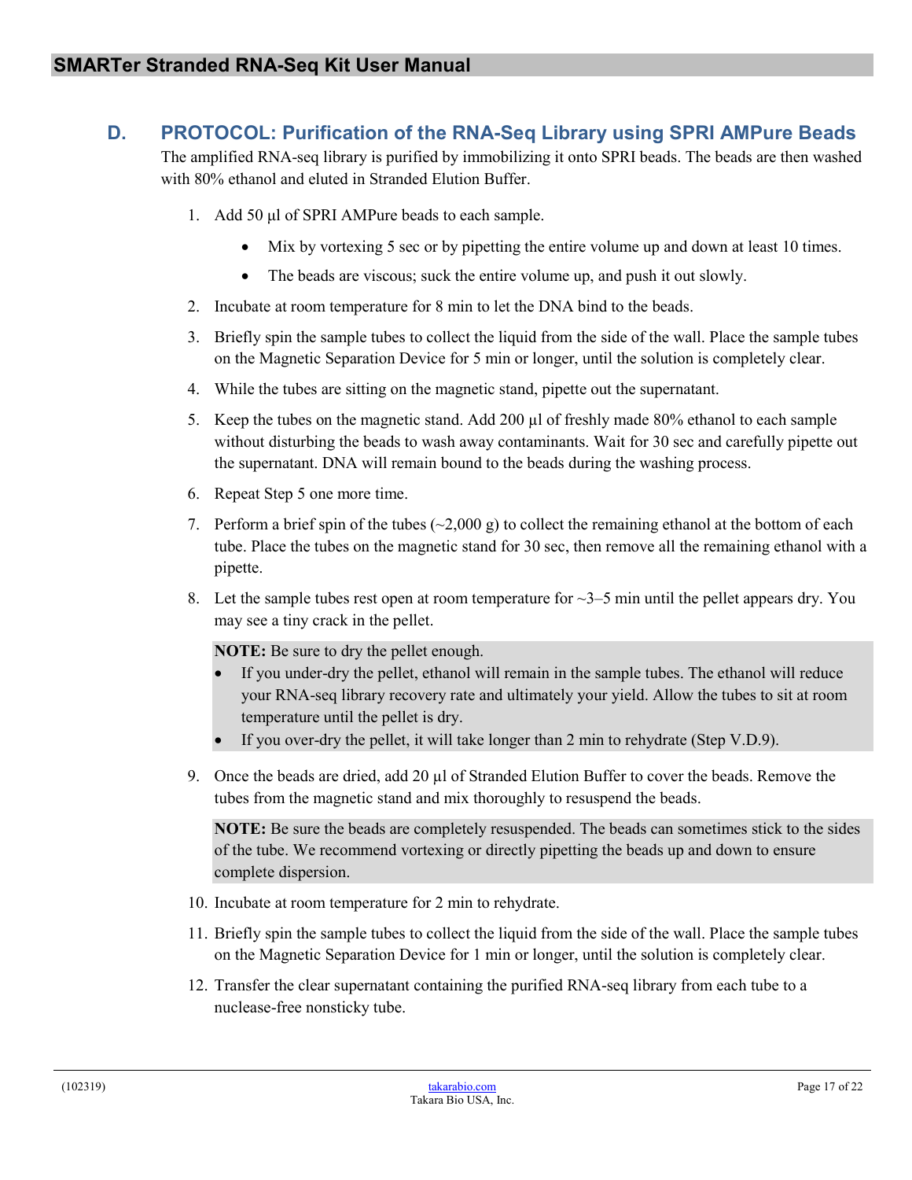## D. PROTOCOL: Purification of the RNA-Seq Library using SPRI AMPure Beads

The amplified RNA-seq library is purified by immobilizing it onto SPRI beads. The beads are then washed with 80% ethanol and eluted in Stranded Elution Buffer.

1. Add 50 µl of SPRI AMPure beads to each sample.
   - Mix by vortexing 5 sec or by pipetting the entire volume up and down at least 10 times.
   - The beads are viscous; suck the entire volume up, and push it out slowly.
2. Incubate at room temperature for 8 min to let the DNA bind to the beads.
3. Briefly spin the sample tubes to collect the liquid from the side of the wall. Place the sample tubes on the Magnetic Separation Device for 5 min or longer, until the solution is completely clear.
4. While the tubes are sitting on the magnetic stand, pipette out the supernatant.
5. Keep the tubes on the magnetic stand. Add 200 µl of freshly made 80% ethanol to each sample without disturbing the beads to wash away contaminants. Wait for 30 sec and carefully pipette out the supernatant. DNA will remain bound to the beads during the washing process.
6. Repeat Step 5 one more time.
7. Perform a brief spin of the tubes (~2,000 g) to collect the remaining ethanol at the bottom of each tube. Place the tubes on the magnetic stand for 30 sec, then remove all the remaining ethanol with a pipette.
8. Let the sample tubes rest open at room temperature for ~3–5 min until the pellet appears dry. You may see a tiny crack in the pellet.

   **NOTE:** Be sure to dry the pellet enough.
   - If you under-dry the pellet, ethanol will remain in the sample tubes. The ethanol will reduce your RNA-seq library recovery rate and ultimately your yield. Allow the tubes to sit at room temperature until the pellet is dry.
   - If you over-dry the pellet, it will take longer than 2 min to rehydrate (Step V.D.9).

9. Once the beads are dried, add 20 µl of Stranded Elution Buffer to cover the beads. Remove the tubes from the magnetic stand and mix thoroughly to resuspend the beads.

   **NOTE:** Be sure the beads are completely resuspended. The beads can sometimes stick to the sides of the tube. We recommend vortexing or directly pipetting the beads up and down to ensure complete dispersion.

10. Incubate at room temperature for 2 min to rehydrate.
11. Briefly spin the sample tubes to collect the liquid from the side of the wall. Place the sample tubes on the Magnetic Separation Device for 1 min or longer, until the solution is completely clear.
12. Transfer the clear supernatant containing the purified RNA-seq library from each tube to a nuclease-free nonsticky tube.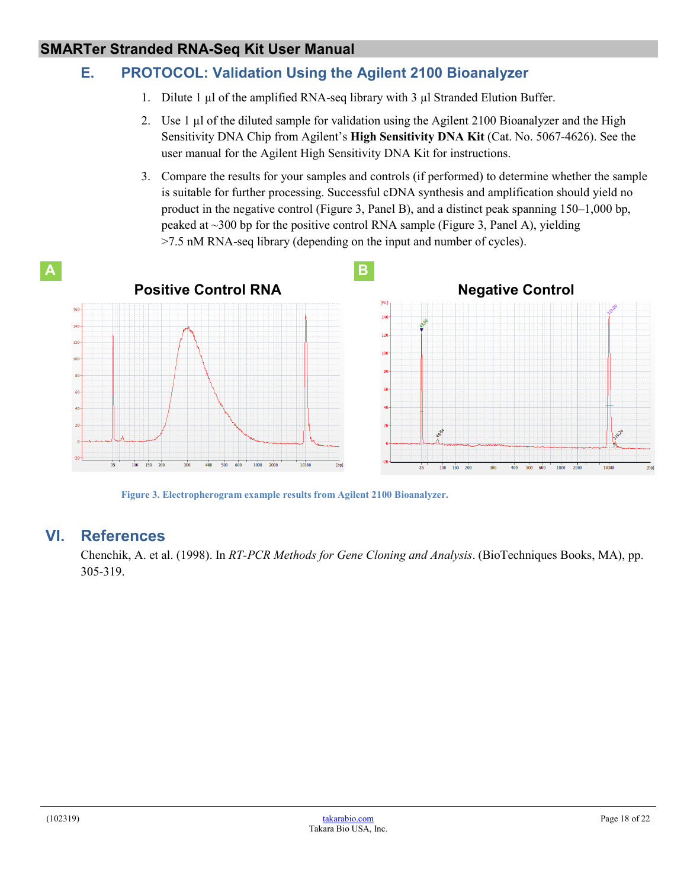## E. PROTOCOL: Validation Using the Agilent 2100 Bioanalyzer

1. Dilute 1 µl of the amplified RNA-seq library with 3 µl Stranded Elution Buffer.
2. Use 1 µl of the diluted sample for validation using the Agilent 2100 Bioanalyzer and the High Sensitivity DNA Chip from Agilent's **High Sensitivity DNA Kit** (Cat. No. 5067-4626). See the user manual for the Agilent High Sensitivity DNA Kit for instructions.
3. Compare the results for your samples and controls (if performed) to determine whether the sample is suitable for further processing. Successful cDNA synthesis and amplification should yield no product in the negative control (Figure 3, Panel B), and a distinct peak spanning 150–1,000 bp, peaked at ~300 bp for the positive control RNA sample (Figure 3, Panel A), yielding >7.5 nM RNA-seq library (depending on the input and number of cycles).

**Figure 3. Electropherogram example results from Agilent 2100 Bioanalyzer.**

# VI. References

Chenchik, A. et al. (1998). In *RT-PCR Methods for Gene Cloning and Analysis*. (BioTechniques Books, MA), pp. 305-319.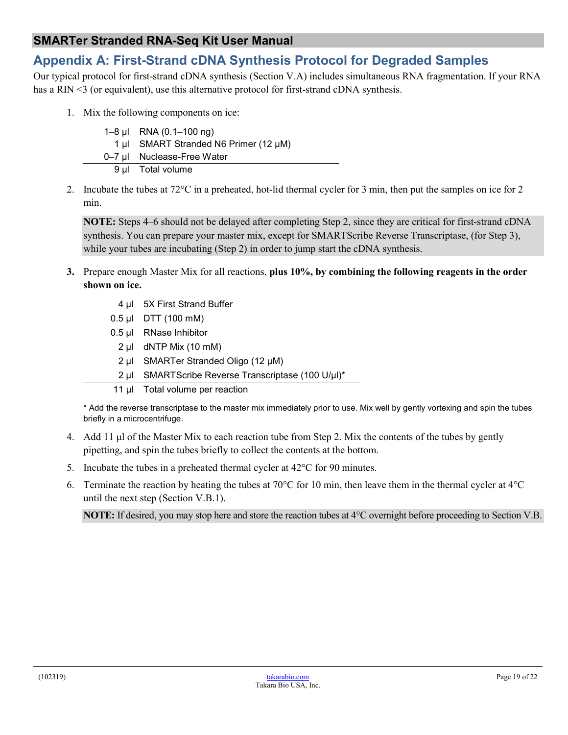## Appendix A: First-Strand cDNA Synthesis Protocol for Degraded Samples

Our typical protocol for first-strand cDNA synthesis (Section V.A) includes simultaneous RNA fragmentation. If your RNA has a RIN <3 (or equivalent), use this alternative protocol for first-strand cDNA synthesis.

1. Mix the following components on ice:

| | |
|---|---|
| 1–8 µl | RNA (0.1–100 ng) |
| 1 µl | SMART Stranded N6 Primer (12 µM) |
| 0–7 µl | Nuclease-Free Water |
| 9 µl | Total volume |

2. Incubate the tubes at 72°C in a preheated, hot-lid thermal cycler for 3 min, then put the samples on ice for 2 min.

   **NOTE:** Steps 4–6 should not be delayed after completing Step 2, since they are critical for first-strand cDNA synthesis. You can prepare your master mix, except for SMARTScribe Reverse Transcriptase, (for Step 3), while your tubes are incubating (Step 2) in order to jump start the cDNA synthesis.

3. Prepare enough Master Mix for all reactions, **plus 10%, by combining the following reagents in the order shown on ice.**

| | |
|---|---|
| 4 µl | 5X First Strand Buffer |
| 0.5 µl | DTT (100 mM) |
| 0.5 µl | RNase Inhibitor |
| 2 µl | dNTP Mix (10 mM) |
| 2 µl | SMARTer Stranded Oligo (12 µM) |
| 2 µl | SMARTScribe Reverse Transcriptase (100 U/µl)* |
| 11 µl | Total volume per reaction |

   * Add the reverse transcriptase to the master mix immediately prior to use. Mix well by gently vortexing and spin the tubes briefly in a microcentrifuge.

4. Add 11 µl of the Master Mix to each reaction tube from Step 2. Mix the contents of the tubes by gently pipetting, and spin the tubes briefly to collect the contents at the bottom.
5. Incubate the tubes in a preheated thermal cycler at 42°C for 90 minutes.
6. Terminate the reaction by heating the tubes at 70°C for 10 min, then leave them in the thermal cycler at 4°C until the next step (Section V.B.1).

   **NOTE:** If desired, you may stop here and store the reaction tubes at 4°C overnight before proceeding to Section V.B.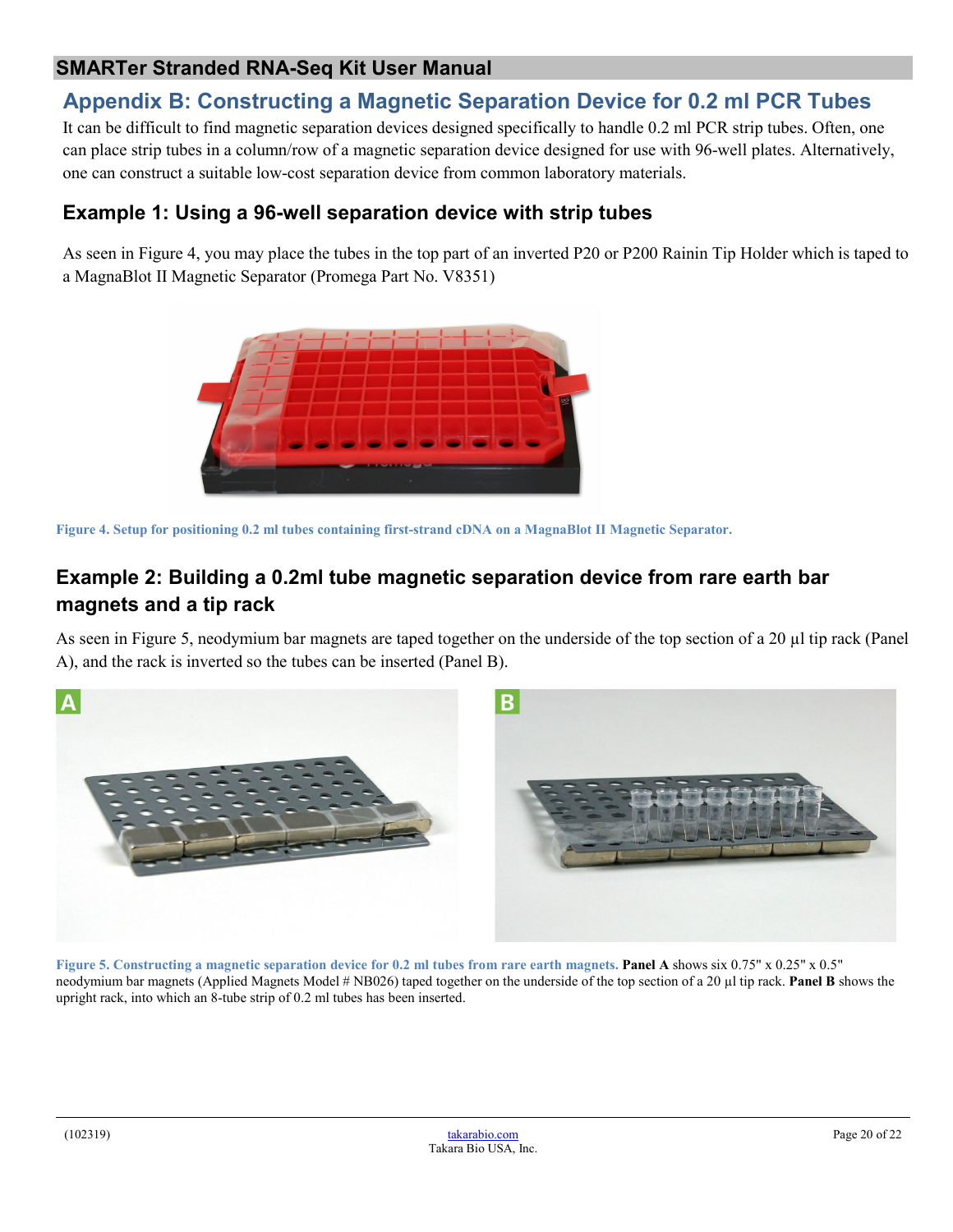## Appendix B: Constructing a Magnetic Separation Device for 0.2 ml PCR Tubes

It can be difficult to find magnetic separation devices designed specifically to handle 0.2 ml PCR strip tubes. Often, one can place strip tubes in a column/row of a magnetic separation device designed for use with 96-well plates. Alternatively, one can construct a suitable low-cost separation device from common laboratory materials.

### Example 1: Using a 96-well separation device with strip tubes

As seen in Figure 4, you may place the tubes in the top part of an inverted P20 or P200 Rainin Tip Holder which is taped to a MagnaBlot II Magnetic Separator (Promega Part No. V8351)

**Figure 4. Setup for positioning 0.2 ml tubes containing first-strand cDNA on a MagnaBlot II Magnetic Separator.**

### Example 2: Building a 0.2ml tube magnetic separation device from rare earth bar magnets and a tip rack

As seen in Figure 5, neodymium bar magnets are taped together on the underside of the top section of a 20 µl tip rack (Panel A), and the rack is inverted so the tubes can be inserted (Panel B).

**Figure 5. Constructing a magnetic separation device for 0.2 ml tubes from rare earth magnets.** **Panel A** shows six 0.75" x 0.25" x 0.5" neodymium bar magnets (Applied Magnets Model # NB026) taped together on the underside of the top section of a 20 µl tip rack. **Panel B** shows the upright rack, into which an 8-tube strip of 0.2 ml tubes has been inserted.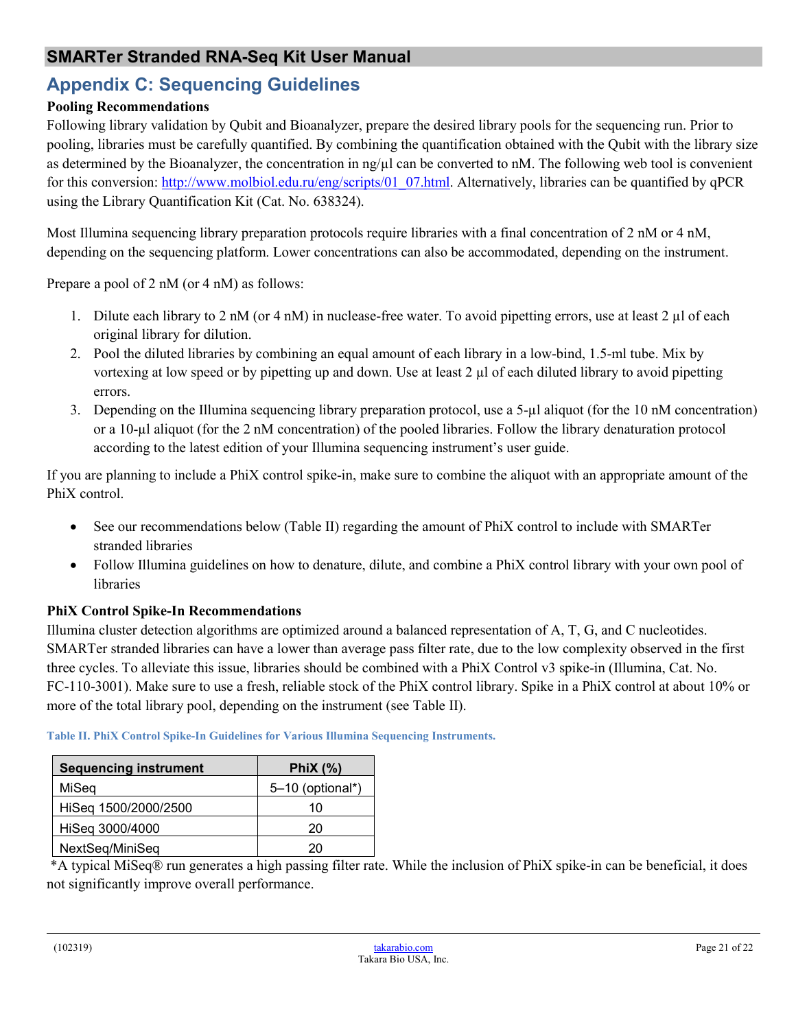## Appendix C: Sequencing Guidelines

**Pooling Recommendations**

Following library validation by Qubit and Bioanalyzer, prepare the desired library pools for the sequencing run. Prior to pooling, libraries must be carefully quantified. By combining the quantification obtained with the Qubit with the library size as determined by the Bioanalyzer, the concentration in ng/µl can be converted to nM. The following web tool is convenient for this conversion: http://www.molbiol.edu.ru/eng/scripts/01_07.html. Alternatively, libraries can be quantified by qPCR using the Library Quantification Kit (Cat. No. 638324).

Most Illumina sequencing library preparation protocols require libraries with a final concentration of 2 nM or 4 nM, depending on the sequencing platform. Lower concentrations can also be accommodated, depending on the instrument.

Prepare a pool of 2 nM (or 4 nM) as follows:

1. Dilute each library to 2 nM (or 4 nM) in nuclease-free water. To avoid pipetting errors, use at least 2 µl of each original library for dilution.
2. Pool the diluted libraries by combining an equal amount of each library in a low-bind, 1.5-ml tube. Mix by vortexing at low speed or by pipetting up and down. Use at least 2 µl of each diluted library to avoid pipetting errors.
3. Depending on the Illumina sequencing library preparation protocol, use a 5-µl aliquot (for the 10 nM concentration) or a 10-µl aliquot (for the 2 nM concentration) of the pooled libraries. Follow the library denaturation protocol according to the latest edition of your Illumina sequencing instrument's user guide.

If you are planning to include a PhiX control spike-in, make sure to combine the aliquot with an appropriate amount of the PhiX control.

- See our recommendations below (Table II) regarding the amount of PhiX control to include with SMARTer stranded libraries
- Follow Illumina guidelines on how to denature, dilute, and combine a PhiX control library with your own pool of libraries

**PhiX Control Spike-In Recommendations**

Illumina cluster detection algorithms are optimized around a balanced representation of A, T, G, and C nucleotides. SMARTer stranded libraries can have a lower than average pass filter rate, due to the low complexity observed in the first three cycles. To alleviate this issue, libraries should be combined with a PhiX Control v3 spike-in (Illumina, Cat. No. FC-110-3001). Make sure to use a fresh, reliable stock of the PhiX control library. Spike in a PhiX control at about 10% or more of the total library pool, depending on the instrument (see Table II).

**Table II. PhiX Control Spike-In Guidelines for Various Illumina Sequencing Instruments.**

| Sequencing instrument | PhiX (%) |
|---|---|
| MiSeq | 5–10 (optional*) |
| HiSeq 1500/2000/2500 | 10 |
| HiSeq 3000/4000 | 20 |
| NextSeq/MiniSeq | 20 |

*A typical MiSeq® run generates a high passing filter rate. While the inclusion of PhiX spike-in can be beneficial, it does not significantly improve overall performance.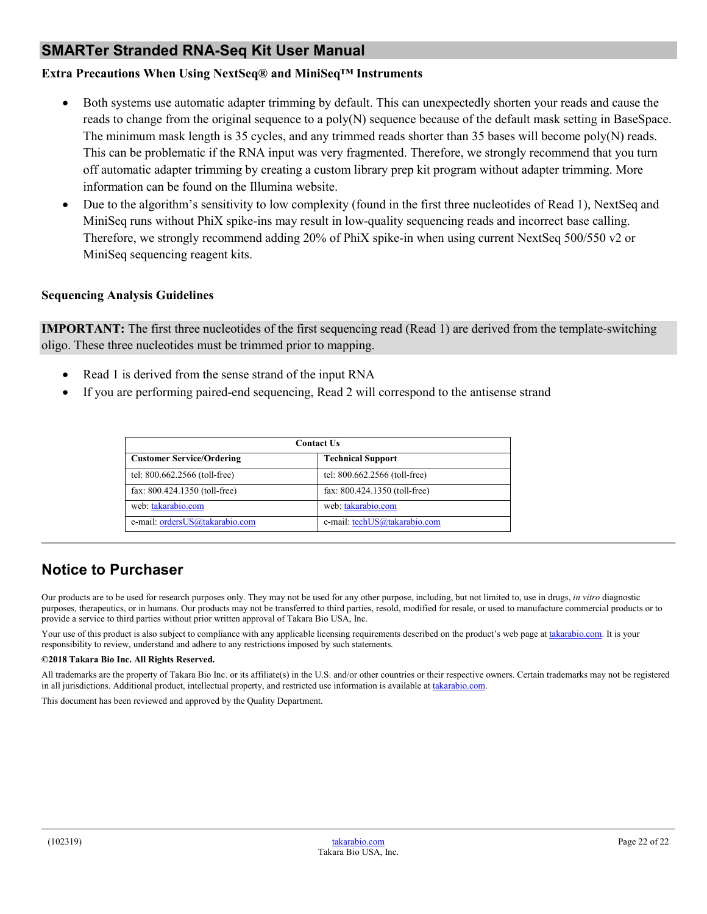**Extra Precautions When Using NextSeq® and MiniSeq™ Instruments**

- Both systems use automatic adapter trimming by default. This can unexpectedly shorten your reads and cause the reads to change from the original sequence to a poly(N) sequence because of the default mask setting in BaseSpace. The minimum mask length is 35 cycles, and any trimmed reads shorter than 35 bases will become poly(N) reads. This can be problematic if the RNA input was very fragmented. Therefore, we strongly recommend that you turn off automatic adapter trimming by creating a custom library prep kit program without adapter trimming. More information can be found on the Illumina website.
- Due to the algorithm's sensitivity to low complexity (found in the first three nucleotides of Read 1), NextSeq and MiniSeq runs without PhiX spike-ins may result in low-quality sequencing reads and incorrect base calling. Therefore, we strongly recommend adding 20% of PhiX spike-in when using current NextSeq 500/550 v2 or MiniSeq sequencing reagent kits.

**Sequencing Analysis Guidelines**

**IMPORTANT:** The first three nucleotides of the first sequencing read (Read 1) are derived from the template-switching oligo. These three nucleotides must be trimmed prior to mapping.

- Read 1 is derived from the sense strand of the input RNA
- If you are performing paired-end sequencing, Read 2 will correspond to the antisense strand

| Contact Us | |
|---|---|
| **Customer Service/Ordering** | **Technical Support** |
| tel: 800.662.2566 (toll-free) | tel: 800.662.2566 (toll-free) |
| fax: 800.424.1350 (toll-free) | fax: 800.424.1350 (toll-free) |
| web: takarabio.com | web: takarabio.com |
| e-mail: ordersUS@takarabio.com | e-mail: techUS@takarabio.com |

## Notice to Purchaser

Our products are to be used for research purposes only. They may not be used for any other purpose, including, but not limited to, use in drugs, *in vitro* diagnostic purposes, therapeutics, or in humans. Our products may not be transferred to third parties, resold, modified for resale, or used to manufacture commercial products or to provide a service to third parties without prior written approval of Takara Bio USA, Inc.

Your use of this product is also subject to compliance with any applicable licensing requirements described on the product's web page at takarabio.com. It is your responsibility to review, understand and adhere to any restrictions imposed by such statements.

**©2018 Takara Bio Inc. All Rights Reserved.**

All trademarks are the property of Takara Bio Inc. or its affiliate(s) in the U.S. and/or other countries or their respective owners. Certain trademarks may not be registered in all jurisdictions. Additional product, intellectual property, and restricted use information is available at takarabio.com.

This document has been reviewed and approved by the Quality Department.